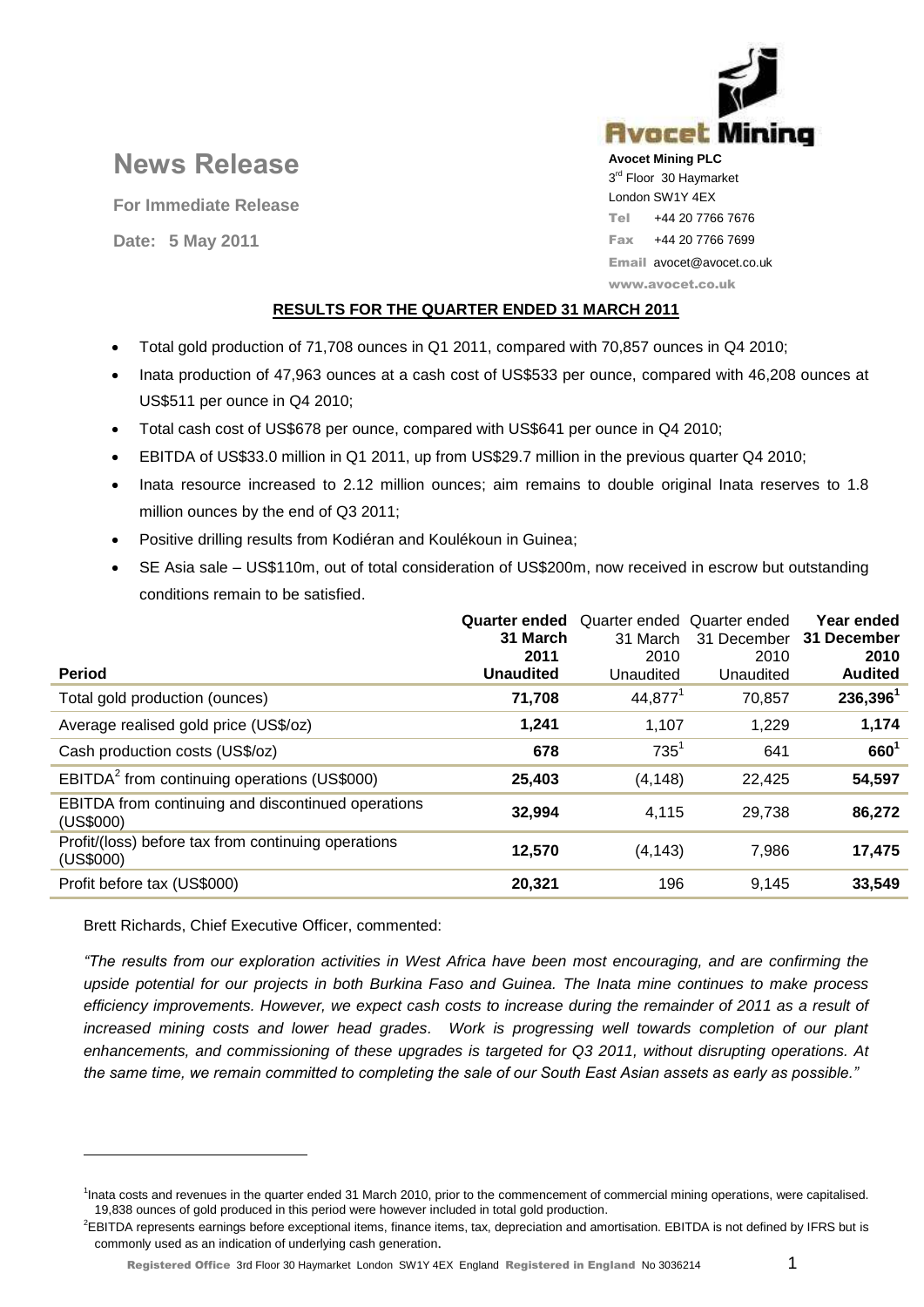# News Release

**For Immediate Release**

**Date: 5 May 2011**

**Avocet Mining PLC**
3rd Floor 30 Haymarket
London SW1Y 4EX
Tel +44 20 7766 7676
Fax +44 20 7766 7699
Email avocet@avocet.co.uk
www.avocet.co.uk

## RESULTS FOR THE QUARTER ENDED 31 MARCH 2011

- Total gold production of 71,708 ounces in Q1 2011, compared with 70,857 ounces in Q4 2010;
- Inata production of 47,963 ounces at a cash cost of US$533 per ounce, compared with 46,208 ounces at US$511 per ounce in Q4 2010;
- Total cash cost of US$678 per ounce, compared with US$641 per ounce in Q4 2010;
- EBITDA of US$33.0 million in Q1 2011, up from US$29.7 million in the previous quarter Q4 2010;
- Inata resource increased to 2.12 million ounces; aim remains to double original Inata reserves to 1.8 million ounces by the end of Q3 2011;
- Positive drilling results from Kodiéran and Koulékoun in Guinea;
- SE Asia sale – US$110m, out of total consideration of US$200m, now received in escrow but outstanding conditions remain to be satisfied.

| Period | **Quarter ended 31 March 2011 Unaudited** | Quarter ended 31 March 2010 Unaudited | Quarter ended 31 December 2010 Unaudited | **Year ended 31 December 2010 Audited** |
|---|---|---|---|---|
| Total gold production (ounces) | **71,708** | 44,877[1] | 70,857 | **236,396[1]** |
| Average realised gold price (US$/oz) | **1,241** | 1,107 | 1,229 | **1,174** |
| Cash production costs (US$/oz) | **678** | 735[1] | 641 | **660[1]** |
| EBITDA[2] from continuing operations (US$000) | **25,403** | (4,148) | 22,425 | **54,597** |
| EBITDA from continuing and discontinued operations (US$000) | **32,994** | 4,115 | 29,738 | **86,272** |
| Profit/(loss) before tax from continuing operations (US$000) | **12,570** | (4,143) | 7,986 | **17,475** |
| Profit before tax (US$000) | **20,321** | 196 | 9,145 | **33,549** |

Brett Richards, Chief Executive Officer, commented:

*"The results from our exploration activities in West Africa have been most encouraging, and are confirming the upside potential for our projects in both Burkina Faso and Guinea. The Inata mine continues to make process efficiency improvements. However, we expect cash costs to increase during the remainder of 2011 as a result of increased mining costs and lower head grades. Work is progressing well towards completion of our plant enhancements, and commissioning of these upgrades is targeted for Q3 2011, without disrupting operations. At the same time, we remain committed to completing the sale of our South East Asian assets as early as possible."*

---

[1] Inata costs and revenues in the quarter ended 31 March 2010, prior to the commencement of commercial mining operations, were capitalised. 19,838 ounces of gold produced in this period were however included in total gold production.

[2] EBITDA represents earnings before exceptional items, finance items, tax, depreciation and amortisation. EBITDA is not defined by IFRS but is commonly used as an indication of underlying cash generation.

Registered Office 3rd Floor 30 Haymarket London SW1Y 4EX England Registered in England No 3036214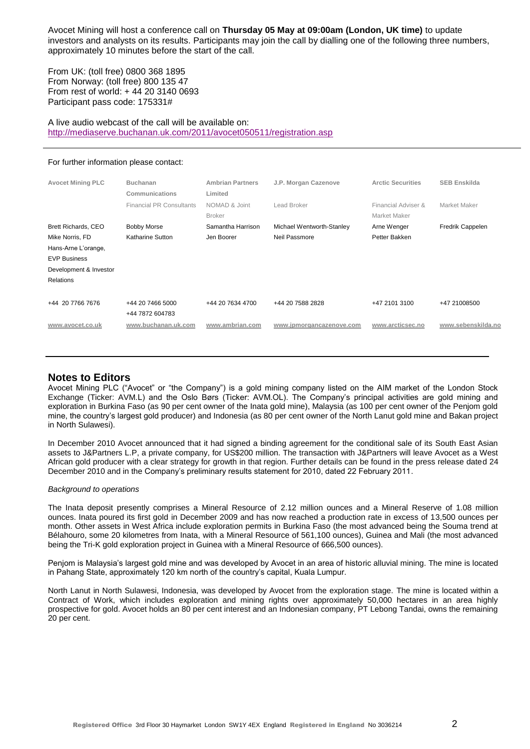Avocet Mining will host a conference call on **Thursday 05 May at 09:00am (London, UK time)** to update investors and analysts on its results. Participants may join the call by dialling one of the following three numbers, approximately 10 minutes before the start of the call.

From UK: (toll free) 0800 368 1895
From Norway: (toll free) 800 135 47
From rest of world: + 44 20 3140 0693
Participant pass code: 175331#

A live audio webcast of the call will be available on:
http://mediaserve.buchanan.uk.com/2011/avocet050511/registration.asp

---

For further information please contact:

| Avocet Mining PLC | Buchanan Communications | Ambrian Partners Limited | J.P. Morgan Cazenove | Arctic Securities | SEB Enskilda |
|---|---|---|---|---|---|
| | Financial PR Consultants | NOMAD & Joint Broker | Lead Broker | Financial Adviser & Market Maker | Market Maker |
| Brett Richards, CEO<br>Mike Norris, FD<br>Hans-Arne L'orange, EVP Business Development & Investor Relations | Bobby Morse<br>Katharine Sutton | Samantha Harrison<br>Jen Boorer | Michael Wentworth-Stanley<br>Neil Passmore | Arne Wenger<br>Petter Bakken | Fredrik Cappelen |
| +44 20 7766 7676 | +44 20 7466 5000<br>+44 7872 604783 | +44 20 7634 4700 | +44 20 7588 2828 | +47 2101 3100 | +47 21008500 |
| www.avocet.co.uk | www.buchanan.uk.com | www.ambrian.com | www.jpmorgancazenove.com | www.arcticsec.no | www.sebenskilda.no |

---

## Notes to Editors

Avocet Mining PLC ("Avocet" or "the Company") is a gold mining company listed on the AIM market of the London Stock Exchange (Ticker: AVM.L) and the Oslo Børs (Ticker: AVM.OL). The Company's principal activities are gold mining and exploration in Burkina Faso (as 90 per cent owner of the Inata gold mine), Malaysia (as 100 per cent owner of the Penjom gold mine, the country's largest gold producer) and Indonesia (as 80 per cent owner of the North Lanut gold mine and Bakan project in North Sulawesi).

In December 2010 Avocet announced that it had signed a binding agreement for the conditional sale of its South East Asian assets to J&Partners L.P, a private company, for US$200 million. The transaction with J&Partners will leave Avocet as a West African gold producer with a clear strategy for growth in that region. Further details can be found in the press release dated 24 December 2010 and in the Company's preliminary results statement for 2010, dated 22 February 2011.

*Background to operations*

The Inata deposit presently comprises a Mineral Resource of 2.12 million ounces and a Mineral Reserve of 1.08 million ounces. Inata poured its first gold in December 2009 and has now reached a production rate in excess of 13,500 ounces per month. Other assets in West Africa include exploration permits in Burkina Faso (the most advanced being the Souma trend at Bélahouro, some 20 kilometres from Inata, with a Mineral Resource of 561,100 ounces), Guinea and Mali (the most advanced being the Tri-K gold exploration project in Guinea with a Mineral Resource of 666,500 ounces).

Penjom is Malaysia's largest gold mine and was developed by Avocet in an area of historic alluvial mining. The mine is located in Pahang State, approximately 120 km north of the country's capital, Kuala Lumpur.

North Lanut in North Sulawesi, Indonesia, was developed by Avocet from the exploration stage. The mine is located within a Contract of Work, which includes exploration and mining rights over approximately 50,000 hectares in an area highly prospective for gold. Avocet holds an 80 per cent interest and an Indonesian company, PT Lebong Tandai, owns the remaining 20 per cent.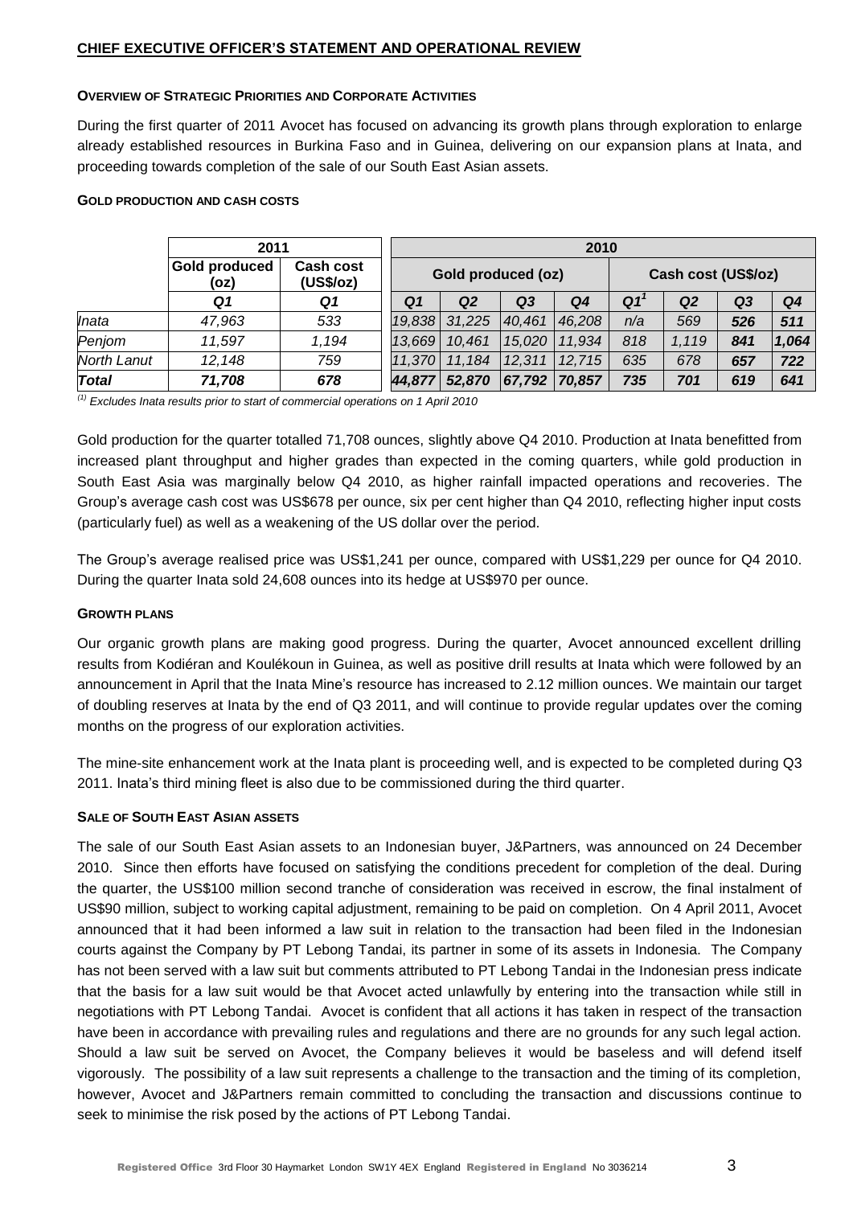## CHIEF EXECUTIVE OFFICER'S STATEMENT AND OPERATIONAL REVIEW

### OVERVIEW OF STRATEGIC PRIORITIES AND CORPORATE ACTIVITIES

During the first quarter of 2011 Avocet has focused on advancing its growth plans through exploration to enlarge already established resources in Burkina Faso and in Guinea, delivering on our expansion plans at Inata, and proceeding towards completion of the sale of our South East Asian assets.

### GOLD PRODUCTION AND CASH COSTS

| | 2011 | | 2010 | | | | | | | |
|---|---|---|---|---|---|---|---|---|---|---|
| | Gold produced (oz) | Cash cost (US$/oz) | Gold produced (oz) | | | | Cash cost (US$/oz) | | | |
| | Q1 | Q1 | Q1 | Q2 | Q3 | Q4 | Q1[1] | Q2 | Q3 | Q4 |
| *Inata* | 47,963 | 533 | 19,838 | 31,225 | 40,461 | 46,208 | n/a | 569 | 526 | 511 |
| *Penjom* | 11,597 | 1,194 | 13,669 | 10,461 | 15,020 | 11,934 | 818 | 1,119 | 841 | 1,064 |
| *North Lanut* | 12,148 | 759 | 11,370 | 11,184 | 12,311 | 12,715 | 635 | 678 | 657 | 722 |
| ***Total*** | ***71,708*** | ***678*** | ***44,877*** | ***52,870*** | ***67,792*** | ***70,857*** | ***735*** | ***701*** | ***619*** | ***641*** |

*(1) Excludes Inata results prior to start of commercial operations on 1 April 2010*

Gold production for the quarter totalled 71,708 ounces, slightly above Q4 2010. Production at Inata benefitted from increased plant throughput and higher grades than expected in the coming quarters, while gold production in South East Asia was marginally below Q4 2010, as higher rainfall impacted operations and recoveries. The Group's average cash cost was US$678 per ounce, six per cent higher than Q4 2010, reflecting higher input costs (particularly fuel) as well as a weakening of the US dollar over the period.

The Group's average realised price was US$1,241 per ounce, compared with US$1,229 per ounce for Q4 2010. During the quarter Inata sold 24,608 ounces into its hedge at US$970 per ounce.

### GROWTH PLANS

Our organic growth plans are making good progress. During the quarter, Avocet announced excellent drilling results from Kodiéran and Koulékoun in Guinea, as well as positive drill results at Inata which were followed by an announcement in April that the Inata Mine's resource has increased to 2.12 million ounces. We maintain our target of doubling reserves at Inata by the end of Q3 2011, and will continue to provide regular updates over the coming months on the progress of our exploration activities.

The mine-site enhancement work at the Inata plant is proceeding well, and is expected to be completed during Q3 2011. Inata's third mining fleet is also due to be commissioned during the third quarter.

### SALE OF SOUTH EAST ASIAN ASSETS

The sale of our South East Asian assets to an Indonesian buyer, J&Partners, was announced on 24 December 2010. Since then efforts have focused on satisfying the conditions precedent for completion of the deal. During the quarter, the US$100 million second tranche of consideration was received in escrow, the final instalment of US$90 million, subject to working capital adjustment, remaining to be paid on completion. On 4 April 2011, Avocet announced that it had been informed a law suit in relation to the transaction had been filed in the Indonesian courts against the Company by PT Lebong Tandai, its partner in some of its assets in Indonesia. The Company has not been served with a law suit but comments attributed to PT Lebong Tandai in the Indonesian press indicate that the basis for a law suit would be that Avocet acted unlawfully by entering into the transaction while still in negotiations with PT Lebong Tandai. Avocet is confident that all actions it has taken in respect of the transaction have been in accordance with prevailing rules and regulations and there are no grounds for any such legal action. Should a law suit be served on Avocet, the Company believes it would be baseless and will defend itself vigorously. The possibility of a law suit represents a challenge to the transaction and the timing of its completion, however, Avocet and J&Partners remain committed to concluding the transaction and discussions continue to seek to minimise the risk posed by the actions of PT Lebong Tandai.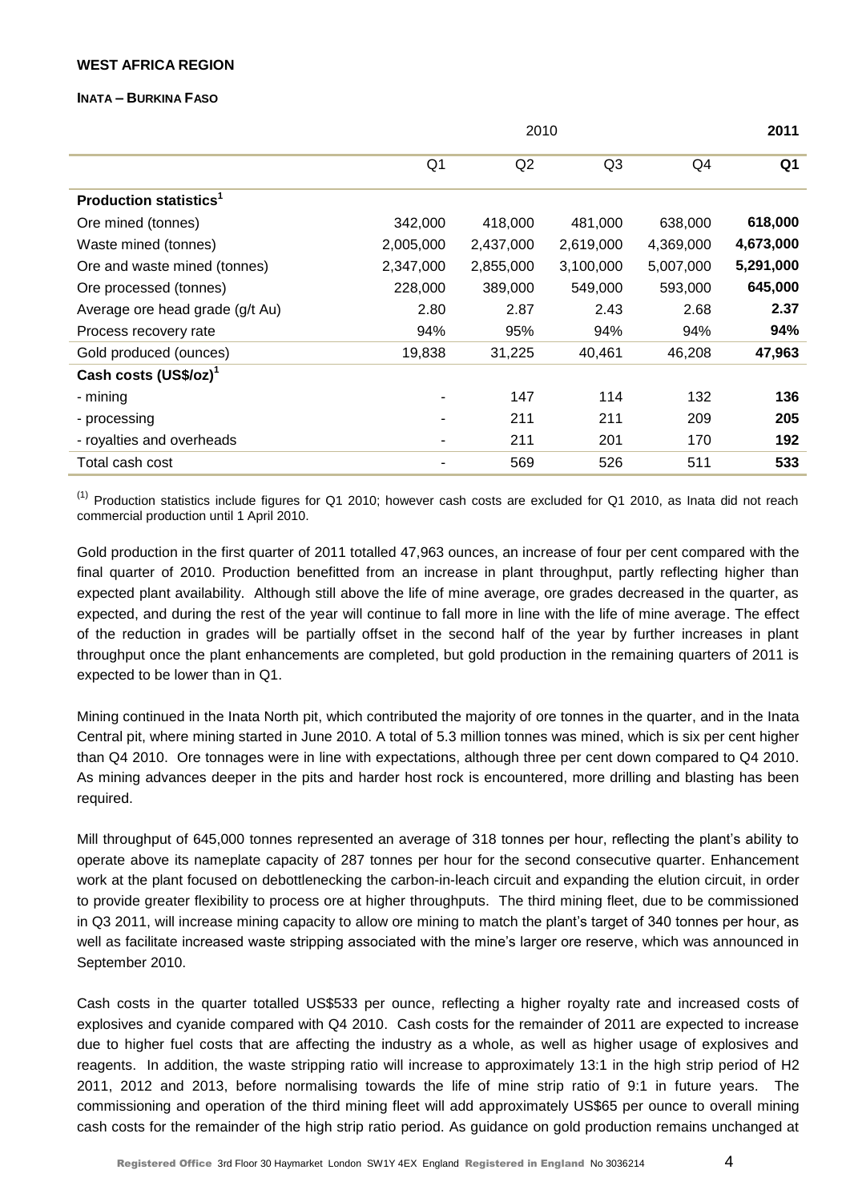**WEST AFRICA REGION**

**INATA – BURKINA FASO**

| | 2010 | | | | 2011 |
|---|---|---|---|---|---|
| | Q1 | Q2 | Q3 | Q4 | **Q1** |
| **Production statistics[1]** | | | | | |
| Ore mined (tonnes) | 342,000 | 418,000 | 481,000 | 638,000 | **618,000** |
| Waste mined (tonnes) | 2,005,000 | 2,437,000 | 2,619,000 | 4,369,000 | **4,673,000** |
| Ore and waste mined (tonnes) | 2,347,000 | 2,855,000 | 3,100,000 | 5,007,000 | **5,291,000** |
| Ore processed (tonnes) | 228,000 | 389,000 | 549,000 | 593,000 | **645,000** |
| Average ore head grade (g/t Au) | 2.80 | 2.87 | 2.43 | 2.68 | **2.37** |
| Process recovery rate | 94% | 95% | 94% | 94% | **94%** |
| Gold produced (ounces) | 19,838 | 31,225 | 40,461 | 46,208 | **47,963** |
| **Cash costs (US$/oz)[1]** | | | | | |
| - mining | - | 147 | 114 | 132 | **136** |
| - processing | - | 211 | 211 | 209 | **205** |
| - royalties and overheads | - | 211 | 201 | 170 | **192** |
| Total cash cost | - | 569 | 526 | 511 | **533** |

(1) Production statistics include figures for Q1 2010; however cash costs are excluded for Q1 2010, as Inata did not reach commercial production until 1 April 2010.

Gold production in the first quarter of 2011 totalled 47,963 ounces, an increase of four per cent compared with the final quarter of 2010. Production benefitted from an increase in plant throughput, partly reflecting higher than expected plant availability. Although still above the life of mine average, ore grades decreased in the quarter, as expected, and during the rest of the year will continue to fall more in line with the life of mine average. The effect of the reduction in grades will be partially offset in the second half of the year by further increases in plant throughput once the plant enhancements are completed, but gold production in the remaining quarters of 2011 is expected to be lower than in Q1.

Mining continued in the Inata North pit, which contributed the majority of ore tonnes in the quarter, and in the Inata Central pit, where mining started in June 2010. A total of 5.3 million tonnes was mined, which is six per cent higher than Q4 2010. Ore tonnages were in line with expectations, although three per cent down compared to Q4 2010. As mining advances deeper in the pits and harder host rock is encountered, more drilling and blasting has been required.

Mill throughput of 645,000 tonnes represented an average of 318 tonnes per hour, reflecting the plant's ability to operate above its nameplate capacity of 287 tonnes per hour for the second consecutive quarter. Enhancement work at the plant focused on debottlenecking the carbon-in-leach circuit and expanding the elution circuit, in order to provide greater flexibility to process ore at higher throughputs. The third mining fleet, due to be commissioned in Q3 2011, will increase mining capacity to allow ore mining to match the plant's target of 340 tonnes per hour, as well as facilitate increased waste stripping associated with the mine's larger ore reserve, which was announced in September 2010.

Cash costs in the quarter totalled US$533 per ounce, reflecting a higher royalty rate and increased costs of explosives and cyanide compared with Q4 2010. Cash costs for the remainder of 2011 are expected to increase due to higher fuel costs that are affecting the industry as a whole, as well as higher usage of explosives and reagents. In addition, the waste stripping ratio will increase to approximately 13:1 in the high strip period of H2 2011, 2012 and 2013, before normalising towards the life of mine strip ratio of 9:1 in future years. The commissioning and operation of the third mining fleet will add approximately US$65 per ounce to overall mining cash costs for the remainder of the high strip ratio period. As guidance on gold production remains unchanged at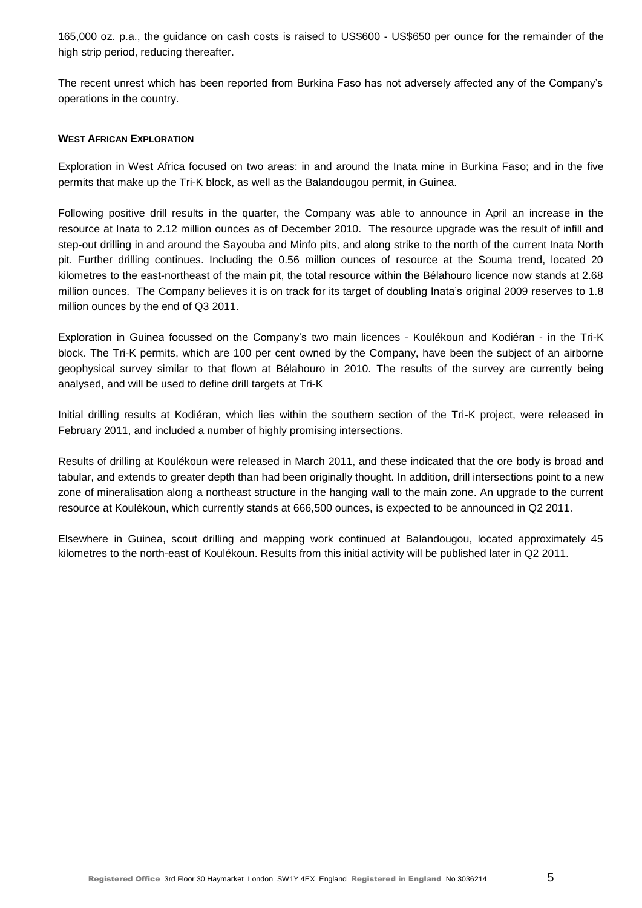165,000 oz. p.a., the guidance on cash costs is raised to US$600 - US$650 per ounce for the remainder of the high strip period, reducing thereafter.

The recent unrest which has been reported from Burkina Faso has not adversely affected any of the Company's operations in the country.

**WEST AFRICAN EXPLORATION**

Exploration in West Africa focused on two areas: in and around the Inata mine in Burkina Faso; and in the five permits that make up the Tri-K block, as well as the Balandougou permit, in Guinea.

Following positive drill results in the quarter, the Company was able to announce in April an increase in the resource at Inata to 2.12 million ounces as of December 2010. The resource upgrade was the result of infill and step-out drilling in and around the Sayouba and Minfo pits, and along strike to the north of the current Inata North pit. Further drilling continues. Including the 0.56 million ounces of resource at the Souma trend, located 20 kilometres to the east-northeast of the main pit, the total resource within the Bélahouro licence now stands at 2.68 million ounces. The Company believes it is on track for its target of doubling Inata's original 2009 reserves to 1.8 million ounces by the end of Q3 2011.

Exploration in Guinea focussed on the Company's two main licences - Koulékoun and Kodiéran - in the Tri-K block. The Tri-K permits, which are 100 per cent owned by the Company, have been the subject of an airborne geophysical survey similar to that flown at Bélahouro in 2010. The results of the survey are currently being analysed, and will be used to define drill targets at Tri-K

Initial drilling results at Kodiéran, which lies within the southern section of the Tri-K project, were released in February 2011, and included a number of highly promising intersections.

Results of drilling at Koulékoun were released in March 2011, and these indicated that the ore body is broad and tabular, and extends to greater depth than had been originally thought. In addition, drill intersections point to a new zone of mineralisation along a northeast structure in the hanging wall to the main zone. An upgrade to the current resource at Koulékoun, which currently stands at 666,500 ounces, is expected to be announced in Q2 2011.

Elsewhere in Guinea, scout drilling and mapping work continued at Balandougou, located approximately 45 kilometres to the north-east of Koulékoun. Results from this initial activity will be published later in Q2 2011.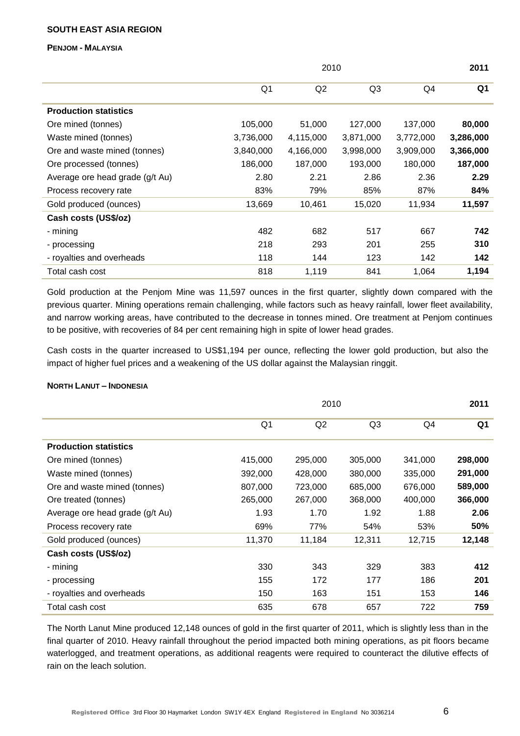## SOUTH EAST ASIA REGION

### PENJOM - MALAYSIA

| | 2010 | | | | 2011 |
|---|---|---|---|---|---|
| | Q1 | Q2 | Q3 | Q4 | **Q1** |
| **Production statistics** | | | | | |
| Ore mined (tonnes) | 105,000 | 51,000 | 127,000 | 137,000 | **80,000** |
| Waste mined (tonnes) | 3,736,000 | 4,115,000 | 3,871,000 | 3,772,000 | **3,286,000** |
| Ore and waste mined (tonnes) | 3,840,000 | 4,166,000 | 3,998,000 | 3,909,000 | **3,366,000** |
| Ore processed (tonnes) | 186,000 | 187,000 | 193,000 | 180,000 | **187,000** |
| Average ore head grade (g/t Au) | 2.80 | 2.21 | 2.86 | 2.36 | **2.29** |
| Process recovery rate | 83% | 79% | 85% | 87% | **84%** |
| Gold produced (ounces) | 13,669 | 10,461 | 15,020 | 11,934 | **11,597** |
| **Cash costs (US$/oz)** | | | | | |
| - mining | 482 | 682 | 517 | 667 | **742** |
| - processing | 218 | 293 | 201 | 255 | **310** |
| - royalties and overheads | 118 | 144 | 123 | 142 | **142** |
| Total cash cost | 818 | 1,119 | 841 | 1,064 | **1,194** |

Gold production at the Penjom Mine was 11,597 ounces in the first quarter, slightly down compared with the previous quarter. Mining operations remain challenging, while factors such as heavy rainfall, lower fleet availability, and narrow working areas, have contributed to the decrease in tonnes mined. Ore treatment at Penjom continues to be positive, with recoveries of 84 per cent remaining high in spite of lower head grades.

Cash costs in the quarter increased to US$1,194 per ounce, reflecting the lower gold production, but also the impact of higher fuel prices and a weakening of the US dollar against the Malaysian ringgit.

### NORTH LANUT – INDONESIA

| | 2010 | | | | 2011 |
|---|---|---|---|---|---|
| | Q1 | Q2 | Q3 | Q4 | **Q1** |
| **Production statistics** | | | | | |
| Ore mined (tonnes) | 415,000 | 295,000 | 305,000 | 341,000 | **298,000** |
| Waste mined (tonnes) | 392,000 | 428,000 | 380,000 | 335,000 | **291,000** |
| Ore and waste mined (tonnes) | 807,000 | 723,000 | 685,000 | 676,000 | **589,000** |
| Ore treated (tonnes) | 265,000 | 267,000 | 368,000 | 400,000 | **366,000** |
| Average ore head grade (g/t Au) | 1.93 | 1.70 | 1.92 | 1.88 | **2.06** |
| Process recovery rate | 69% | 77% | 54% | 53% | **50%** |
| Gold produced (ounces) | 11,370 | 11,184 | 12,311 | 12,715 | **12,148** |
| **Cash costs (US$/oz)** | | | | | |
| - mining | 330 | 343 | 329 | 383 | **412** |
| - processing | 155 | 172 | 177 | 186 | **201** |
| - royalties and overheads | 150 | 163 | 151 | 153 | **146** |
| Total cash cost | 635 | 678 | 657 | 722 | **759** |

The North Lanut Mine produced 12,148 ounces of gold in the first quarter of 2011, which is slightly less than in the final quarter of 2010. Heavy rainfall throughout the period impacted both mining operations, as pit floors became waterlogged, and treatment operations, as additional reagents were required to counteract the dilutive effects of rain on the leach solution.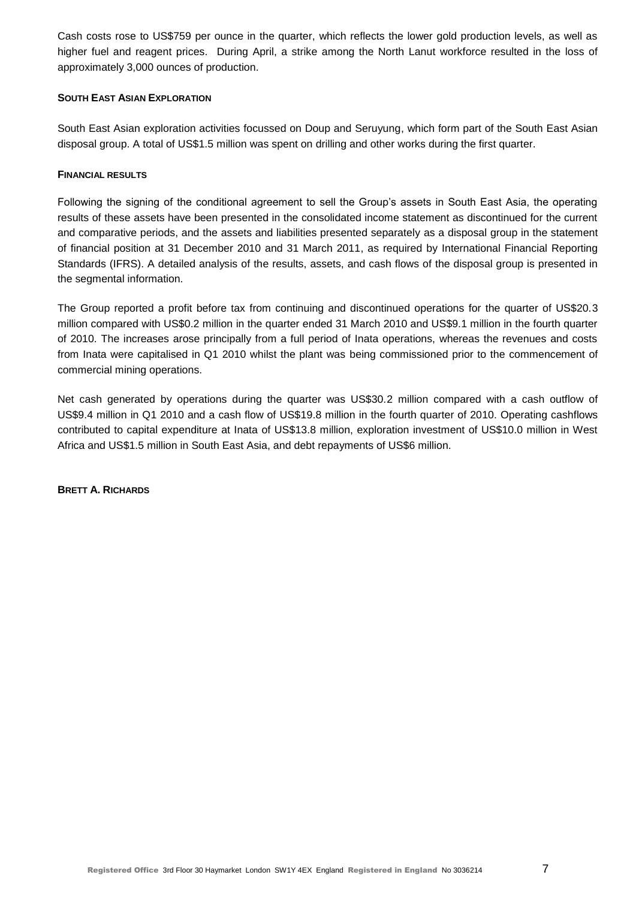Cash costs rose to US$759 per ounce in the quarter, which reflects the lower gold production levels, as well as higher fuel and reagent prices. During April, a strike among the North Lanut workforce resulted in the loss of approximately 3,000 ounces of production.

**SOUTH EAST ASIAN EXPLORATION**

South East Asian exploration activities focussed on Doup and Seruyung, which form part of the South East Asian disposal group. A total of US$1.5 million was spent on drilling and other works during the first quarter.

**FINANCIAL RESULTS**

Following the signing of the conditional agreement to sell the Group's assets in South East Asia, the operating results of these assets have been presented in the consolidated income statement as discontinued for the current and comparative periods, and the assets and liabilities presented separately as a disposal group in the statement of financial position at 31 December 2010 and 31 March 2011, as required by International Financial Reporting Standards (IFRS). A detailed analysis of the results, assets, and cash flows of the disposal group is presented in the segmental information.

The Group reported a profit before tax from continuing and discontinued operations for the quarter of US$20.3 million compared with US$0.2 million in the quarter ended 31 March 2010 and US$9.1 million in the fourth quarter of 2010. The increases arose principally from a full period of Inata operations, whereas the revenues and costs from Inata were capitalised in Q1 2010 whilst the plant was being commissioned prior to the commencement of commercial mining operations.

Net cash generated by operations during the quarter was US$30.2 million compared with a cash outflow of US$9.4 million in Q1 2010 and a cash flow of US$19.8 million in the fourth quarter of 2010. Operating cashflows contributed to capital expenditure at Inata of US$13.8 million, exploration investment of US$10.0 million in West Africa and US$1.5 million in South East Asia, and debt repayments of US$6 million.

**BRETT A. RICHARDS**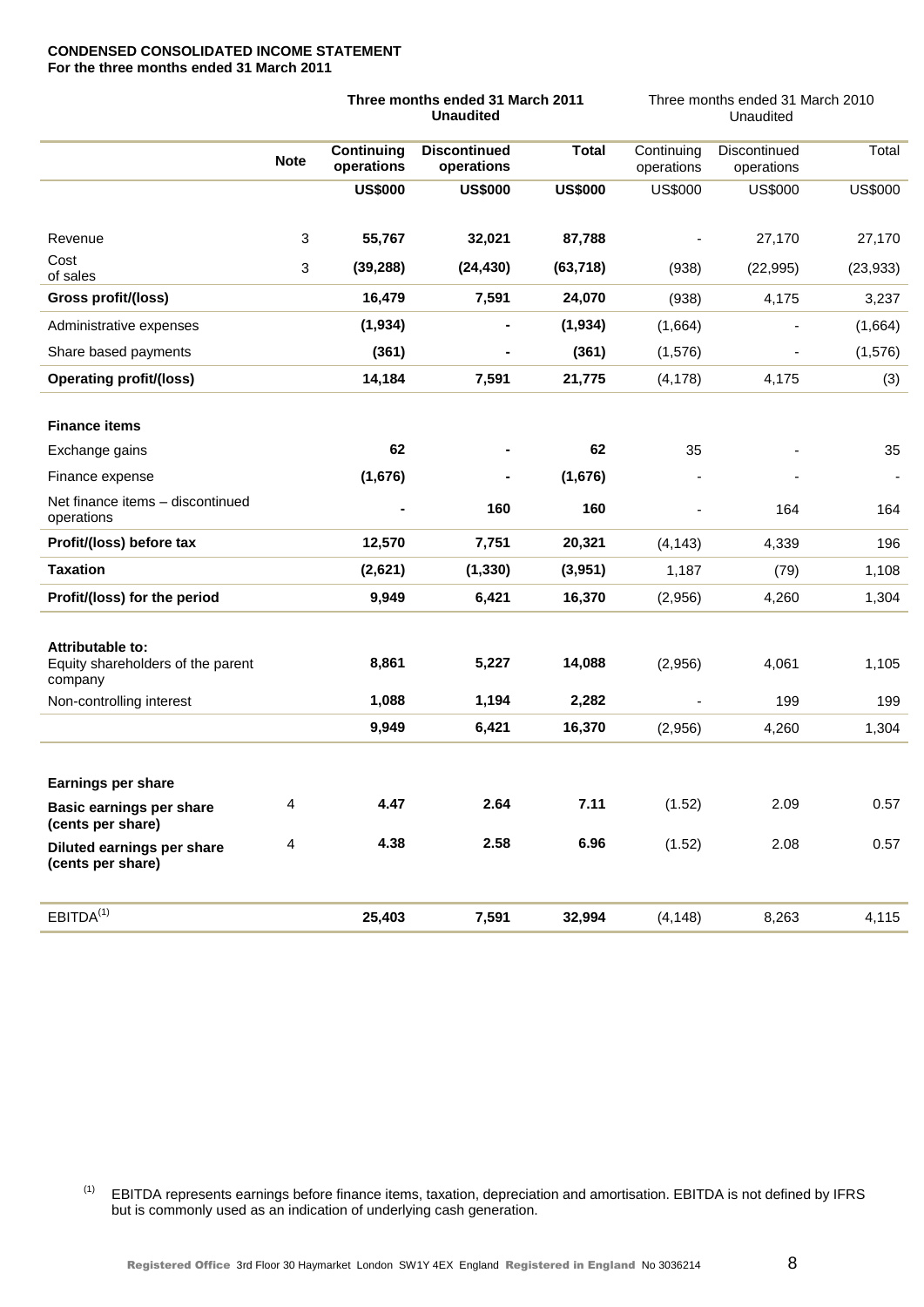**CONDENSED CONSOLIDATED INCOME STATEMENT**
**For the three months ended 31 March 2011**

| | Note | **Three months ended 31 March 2011 Unaudited** | | | Three months ended 31 March 2010 Unaudited | | |
|---|---|---|---|---|---|---|---|
| | | **Continuing operations** | **Discontinued operations** | **Total** | Continuing operations | Discontinued operations | Total |
| | | **US$000** | **US$000** | **US$000** | US$000 | US$000 | US$000 |
| Revenue | 3 | **55,767** | **32,021** | **87,788** | - | 27,170 | 27,170 |
| Cost of sales | 3 | **(39,288)** | **(24,430)** | **(63,718)** | (938) | (22,995) | (23,933) |
| **Gross profit/(loss)** | | **16,479** | **7,591** | **24,070** | (938) | 4,175 | 3,237 |
| Administrative expenses | | **(1,934)** | **-** | **(1,934)** | (1,664) | - | (1,664) |
| Share based payments | | **(361)** | **-** | **(361)** | (1,576) | - | (1,576) |
| **Operating profit/(loss)** | | **14,184** | **7,591** | **21,775** | (4,178) | 4,175 | (3) |
| **Finance items** | | | | | | | |
| Exchange gains | | **62** | **-** | **62** | 35 | - | 35 |
| Finance expense | | **(1,676)** | **-** | **(1,676)** | - | - | - |
| Net finance items – discontinued operations | | **-** | **160** | **160** | - | 164 | 164 |
| **Profit/(loss) before tax** | | **12,570** | **7,751** | **20,321** | (4,143) | 4,339 | 196 |
| **Taxation** | | **(2,621)** | **(1,330)** | **(3,951)** | 1,187 | (79) | 1,108 |
| **Profit/(loss) for the period** | | **9,949** | **6,421** | **16,370** | (2,956) | 4,260 | 1,304 |
| **Attributable to:** | | | | | | | |
| Equity shareholders of the parent company | | **8,861** | **5,227** | **14,088** | (2,956) | 4,061 | 1,105 |
| Non-controlling interest | | **1,088** | **1,194** | **2,282** | - | 199 | 199 |
| | | **9,949** | **6,421** | **16,370** | (2,956) | 4,260 | 1,304 |
| **Earnings per share** | | | | | | | |
| **Basic earnings per share (cents per share)** | 4 | **4.47** | **2.64** | **7.11** | (1.52) | 2.09 | 0.57 |
| **Diluted earnings per share (cents per share)** | 4 | **4.38** | **2.58** | **6.96** | (1.52) | 2.08 | 0.57 |
| EBITDA[1] | | **25,403** | **7,591** | **32,994** | (4,148) | 8,263 | 4,115 |

[1] EBITDA represents earnings before finance items, taxation, depreciation and amortisation. EBITDA is not defined by IFRS but is commonly used as an indication of underlying cash generation.

Registered Office 3rd Floor 30 Haymarket London SW1Y 4EX England Registered in England No 3036214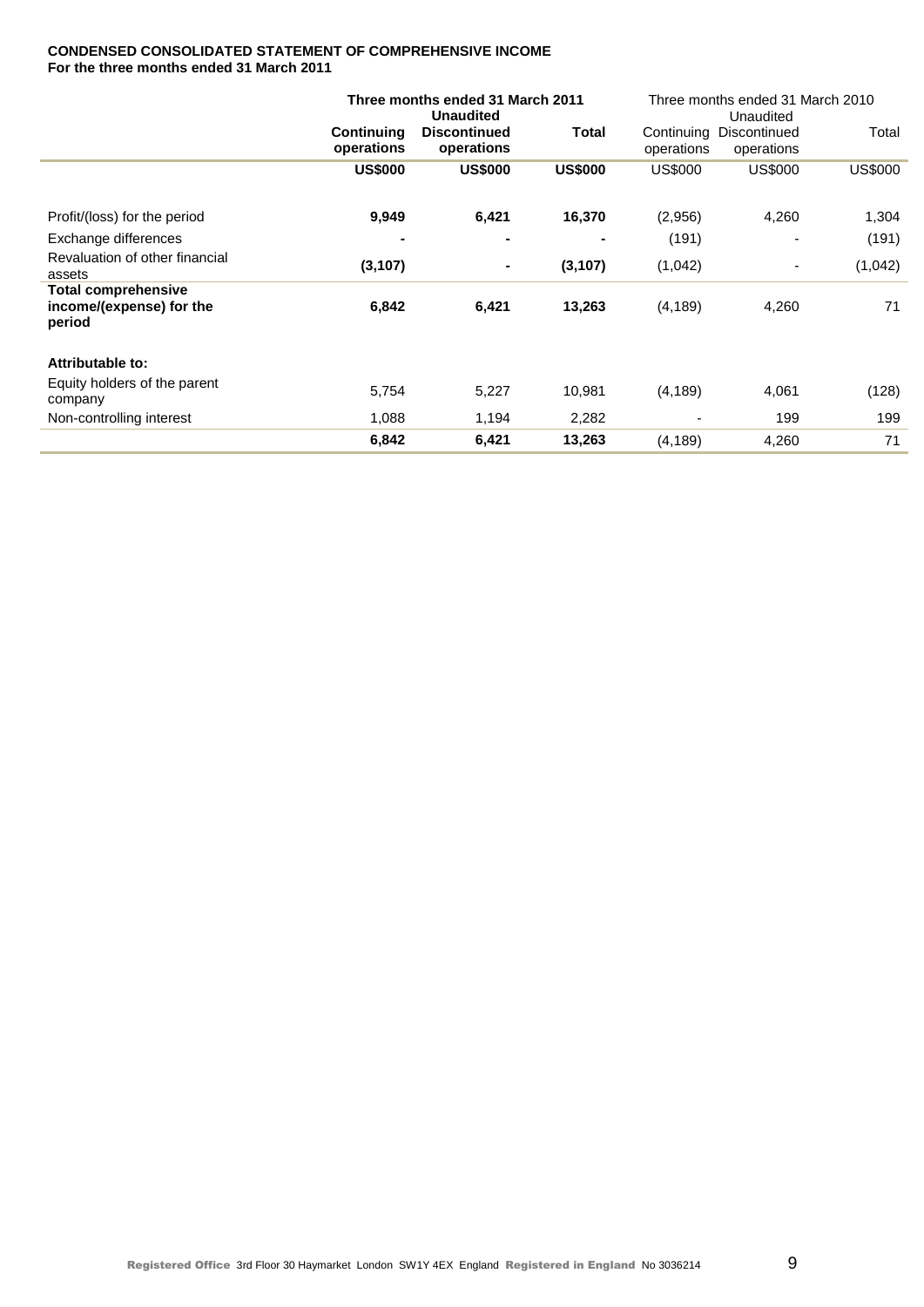**CONDENSED CONSOLIDATED STATEMENT OF COMPREHENSIVE INCOME**
**For the three months ended 31 March 2011**

| | **Three months ended 31 March 2011 Unaudited** | | | Three months ended 31 March 2010 Unaudited | | |
|---|---|---|---|---|---|---|
| | **Continuing operations** | **Discontinued operations** | **Total** | Continuing operations | Discontinued operations | Total |
| | **US$000** | **US$000** | **US$000** | US$000 | US$000 | US$000 |
| Profit/(loss) for the period | **9,949** | **6,421** | **16,370** | (2,956) | 4,260 | 1,304 |
| Exchange differences | **-** | **-** | **-** | (191) | - | (191) |
| Revaluation of other financial assets | **(3,107)** | **-** | **(3,107)** | (1,042) | - | (1,042) |
| **Total comprehensive income/(expense) for the period** | **6,842** | **6,421** | **13,263** | (4,189) | 4,260 | 71 |
| **Attributable to:** | | | | | | |
| Equity holders of the parent company | 5,754 | 5,227 | 10,981 | (4,189) | 4,061 | (128) |
| Non-controlling interest | 1,088 | 1,194 | 2,282 | - | 199 | 199 |
| | **6,842** | **6,421** | **13,263** | (4,189) | 4,260 | 71 |

Registered Office 3rd Floor 30 Haymarket London SW1Y 4EX England Registered in England No 3036214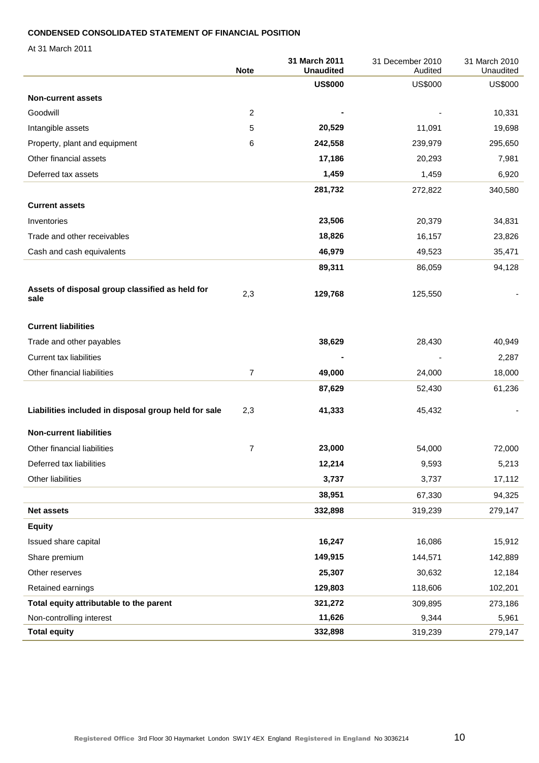**CONDENSED CONSOLIDATED STATEMENT OF FINANCIAL POSITION**

At 31 March 2011

| | Note | 31 March 2011 Unaudited | 31 December 2010 Audited | 31 March 2010 Unaudited |
|---|---|---|---|---|
| | | **US$000** | US$000 | US$000 |
| **Non-current assets** | | | | |
| Goodwill | 2 | **-** | - | 10,331 |
| Intangible assets | 5 | **20,529** | 11,091 | 19,698 |
| Property, plant and equipment | 6 | **242,558** | 239,979 | 295,650 |
| Other financial assets | | **17,186** | 20,293 | 7,981 |
| Deferred tax assets | | **1,459** | 1,459 | 6,920 |
| | | **281,732** | 272,822 | 340,580 |
| **Current assets** | | | | |
| Inventories | | **23,506** | 20,379 | 34,831 |
| Trade and other receivables | | **18,826** | 16,157 | 23,826 |
| Cash and cash equivalents | | **46,979** | 49,523 | 35,471 |
| | | **89,311** | 86,059 | 94,128 |
| **Assets of disposal group classified as held for sale** | 2,3 | **129,768** | 125,550 | - |
| **Current liabilities** | | | | |
| Trade and other payables | | **38,629** | 28,430 | 40,949 |
| Current tax liabilities | | **-** | - | 2,287 |
| Other financial liabilities | 7 | **49,000** | 24,000 | 18,000 |
| | | **87,629** | 52,430 | 61,236 |
| **Liabilities included in disposal group held for sale** | 2,3 | **41,333** | 45,432 | - |
| **Non-current liabilities** | | | | |
| Other financial liabilities | 7 | **23,000** | 54,000 | 72,000 |
| Deferred tax liabilities | | **12,214** | 9,593 | 5,213 |
| Other liabilities | | **3,737** | 3,737 | 17,112 |
| | | **38,951** | 67,330 | 94,325 |
| **Net assets** | | **332,898** | 319,239 | 279,147 |
| **Equity** | | | | |
| Issued share capital | | **16,247** | 16,086 | 15,912 |
| Share premium | | **149,915** | 144,571 | 142,889 |
| Other reserves | | **25,307** | 30,632 | 12,184 |
| Retained earnings | | **129,803** | 118,606 | 102,201 |
| **Total equity attributable to the parent** | | **321,272** | 309,895 | 273,186 |
| Non-controlling interest | | **11,626** | 9,344 | 5,961 |
| **Total equity** | | **332,898** | 319,239 | 279,147 |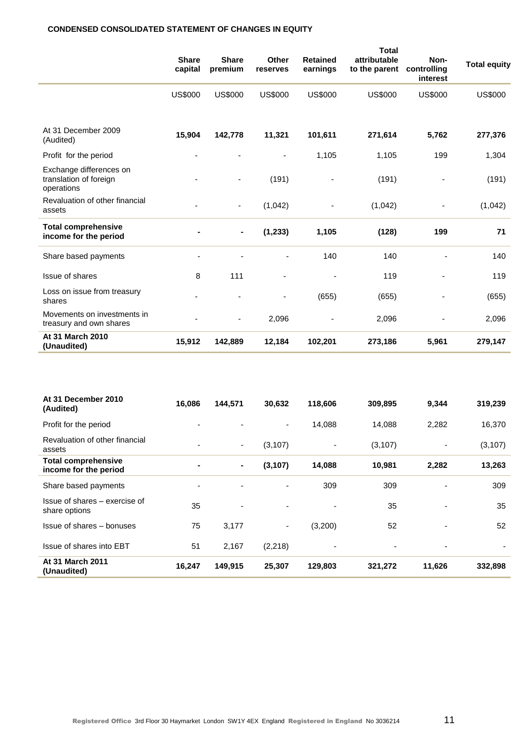**CONDENSED CONSOLIDATED STATEMENT OF CHANGES IN EQUITY**

| | Share capital | Share premium | Other reserves | Retained earnings | Total attributable to the parent | Non-controlling interest | Total equity |
|---|---|---|---|---|---|---|---|
| | US$000 | US$000 | US$000 | US$000 | US$000 | US$000 | US$000 |
| At 31 December 2009 (Audited) | **15,904** | **142,778** | **11,321** | **101,611** | **271,614** | **5,762** | **277,376** |
| Profit for the period | - | - | - | 1,105 | 1,105 | 199 | 1,304 |
| Exchange differences on translation of foreign operations | - | - | (191) | - | (191) | - | (191) |
| Revaluation of other financial assets | - | - | (1,042) | - | (1,042) | - | (1,042) |
| **Total comprehensive income for the period** | **-** | **-** | **(1,233)** | **1,105** | **(128)** | **199** | **71** |
| Share based payments | - | - | - | 140 | 140 | - | 140 |
| Issue of shares | 8 | 111 | - | - | 119 | - | 119 |
| Loss on issue from treasury shares | - | - | - | (655) | (655) | - | (655) |
| Movements on investments in treasury and own shares | - | - | 2,096 | - | 2,096 | - | 2,096 |
| **At 31 March 2010 (Unaudited)** | **15,912** | **142,889** | **12,184** | **102,201** | **273,186** | **5,961** | **279,147** |

| | Share capital | Share premium | Other reserves | Retained earnings | Total attributable to the parent | Non-controlling interest | Total equity |
|---|---|---|---|---|---|---|---|
| **At 31 December 2010 (Audited)** | **16,086** | **144,571** | **30,632** | **118,606** | **309,895** | **9,344** | **319,239** |
| Profit for the period | - | - | - | 14,088 | 14,088 | 2,282 | 16,370 |
| Revaluation of other financial assets | - | - | (3,107) | - | (3,107) | - | (3,107) |
| **Total comprehensive income for the period** | **-** | **-** | **(3,107)** | **14,088** | **10,981** | **2,282** | **13,263** |
| Share based payments | - | - | - | 309 | 309 | - | 309 |
| Issue of shares – exercise of share options | 35 | - | - | - | 35 | - | 35 |
| Issue of shares – bonuses | 75 | 3,177 | - | (3,200) | 52 | - | 52 |
| Issue of shares into EBT | 51 | 2,167 | (2,218) | - | - | - | - |
| **At 31 March 2011 (Unaudited)** | **16,247** | **149,915** | **25,307** | **129,803** | **321,272** | **11,626** | **332,898** |

Registered Office 3rd Floor 30 Haymarket London SW1Y 4EX England Registered in England No 3036214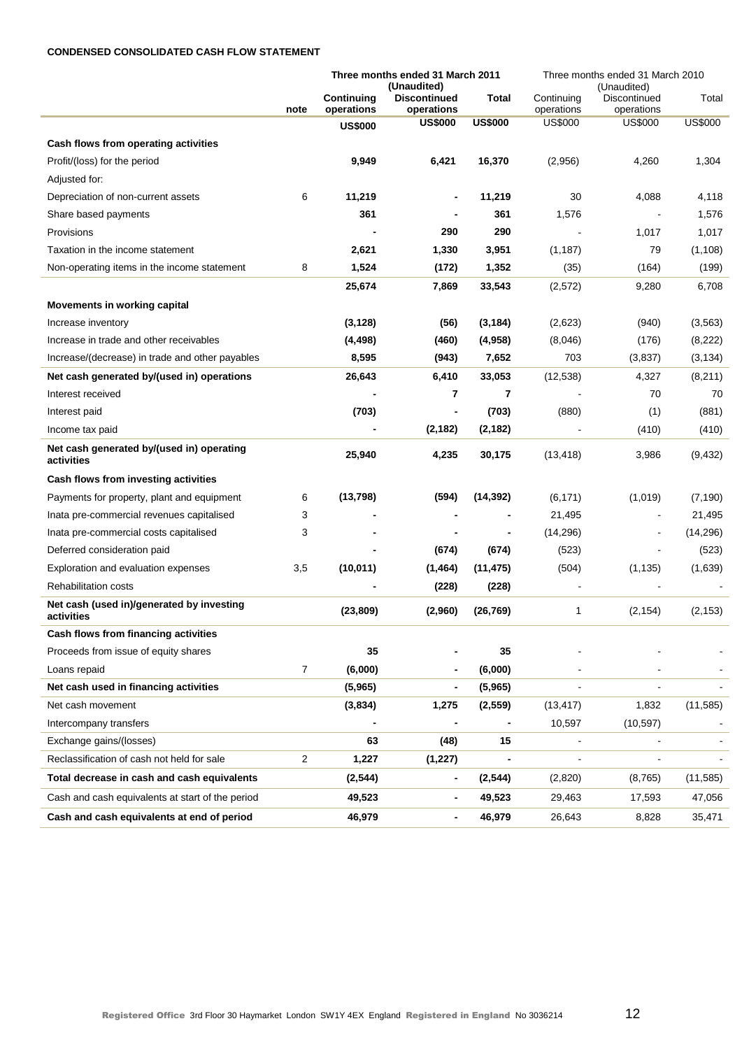**CONDENSED CONSOLIDATED CASH FLOW STATEMENT**

| | note | Three months ended 31 March 2011 (Unaudited) Continuing operations | Discontinued operations | Total | Three months ended 31 March 2010 (Unaudited) Continuing operations | Discontinued operations | Total |
|---|---|---|---|---|---|---|---|
| | | **US$000** | **US$000** | **US$000** | US$000 | US$000 | US$000 |
| **Cash flows from operating activities** | | | | | | | |
| Profit/(loss) for the period | | **9,949** | **6,421** | **16,370** | (2,956) | 4,260 | 1,304 |
| Adjusted for: | | | | | | | |
| Depreciation of non-current assets | 6 | **11,219** | **-** | **11,219** | 30 | 4,088 | 4,118 |
| Share based payments | | **361** | **-** | **361** | 1,576 | - | 1,576 |
| Provisions | | **-** | **290** | **290** | - | 1,017 | 1,017 |
| Taxation in the income statement | | **2,621** | **1,330** | **3,951** | (1,187) | 79 | (1,108) |
| Non-operating items in the income statement | 8 | **1,524** | **(172)** | **1,352** | (35) | (164) | (199) |
| | | **25,674** | **7,869** | **33,543** | (2,572) | 9,280 | 6,708 |
| **Movements in working capital** | | | | | | | |
| Increase inventory | | **(3,128)** | **(56)** | **(3,184)** | (2,623) | (940) | (3,563) |
| Increase in trade and other receivables | | **(4,498)** | **(460)** | **(4,958)** | (8,046) | (176) | (8,222) |
| Increase/(decrease) in trade and other payables | | **8,595** | **(943)** | **7,652** | 703 | (3,837) | (3,134) |
| **Net cash generated by/(used in) operations** | | **26,643** | **6,410** | **33,053** | (12,538) | 4,327 | (8,211) |
| Interest received | | **-** | **7** | **7** | - | 70 | 70 |
| Interest paid | | **(703)** | **-** | **(703)** | (880) | (1) | (881) |
| Income tax paid | | **-** | **(2,182)** | **(2,182)** | - | (410) | (410) |
| **Net cash generated by/(used in) operating activities** | | **25,940** | **4,235** | **30,175** | (13,418) | 3,986 | (9,432) |
| **Cash flows from investing activities** | | | | | | | |
| Payments for property, plant and equipment | 6 | **(13,798)** | **(594)** | **(14,392)** | (6,171) | (1,019) | (7,190) |
| Inata pre-commercial revenues capitalised | 3 | **-** | **-** | **-** | 21,495 | - | 21,495 |
| Inata pre-commercial costs capitalised | 3 | **-** | **-** | **-** | (14,296) | - | (14,296) |
| Deferred consideration paid | | **-** | **(674)** | **(674)** | (523) | - | (523) |
| Exploration and evaluation expenses | 3,5 | **(10,011)** | **(1,464)** | **(11,475)** | (504) | (1,135) | (1,639) |
| Rehabilitation costs | | **-** | **(228)** | **(228)** | - | - | - |
| **Net cash (used in)/generated by investing activities** | | **(23,809)** | **(2,960)** | **(26,769)** | 1 | (2,154) | (2,153) |
| **Cash flows from financing activities** | | | | | | | |
| Proceeds from issue of equity shares | | **35** | **-** | **35** | - | - | - |
| Loans repaid | 7 | **(6,000)** | **-** | **(6,000)** | - | - | - |
| **Net cash used in financing activities** | | **(5,965)** | **-** | **(5,965)** | - | - | - |
| Net cash movement | | **(3,834)** | **1,275** | **(2,559)** | (13,417) | 1,832 | (11,585) |
| Intercompany transfers | | **-** | **-** | **-** | 10,597 | (10,597) | - |
| Exchange gains/(losses) | | **63** | **(48)** | **15** | - | - | - |
| Reclassification of cash not held for sale | 2 | **1,227** | **(1,227)** | **-** | - | - | - |
| **Total decrease in cash and cash equivalents** | | **(2,544)** | **-** | **(2,544)** | (2,820) | (8,765) | (11,585) |
| Cash and cash equivalents at start of the period | | **49,523** | **-** | **49,523** | 29,463 | 17,593 | 47,056 |
| **Cash and cash equivalents at end of period** | | **46,979** | **-** | **46,979** | 26,643 | 8,828 | 35,471 |

Registered Office 3rd Floor 30 Haymarket London SW1Y 4EX England Registered in England No 3036214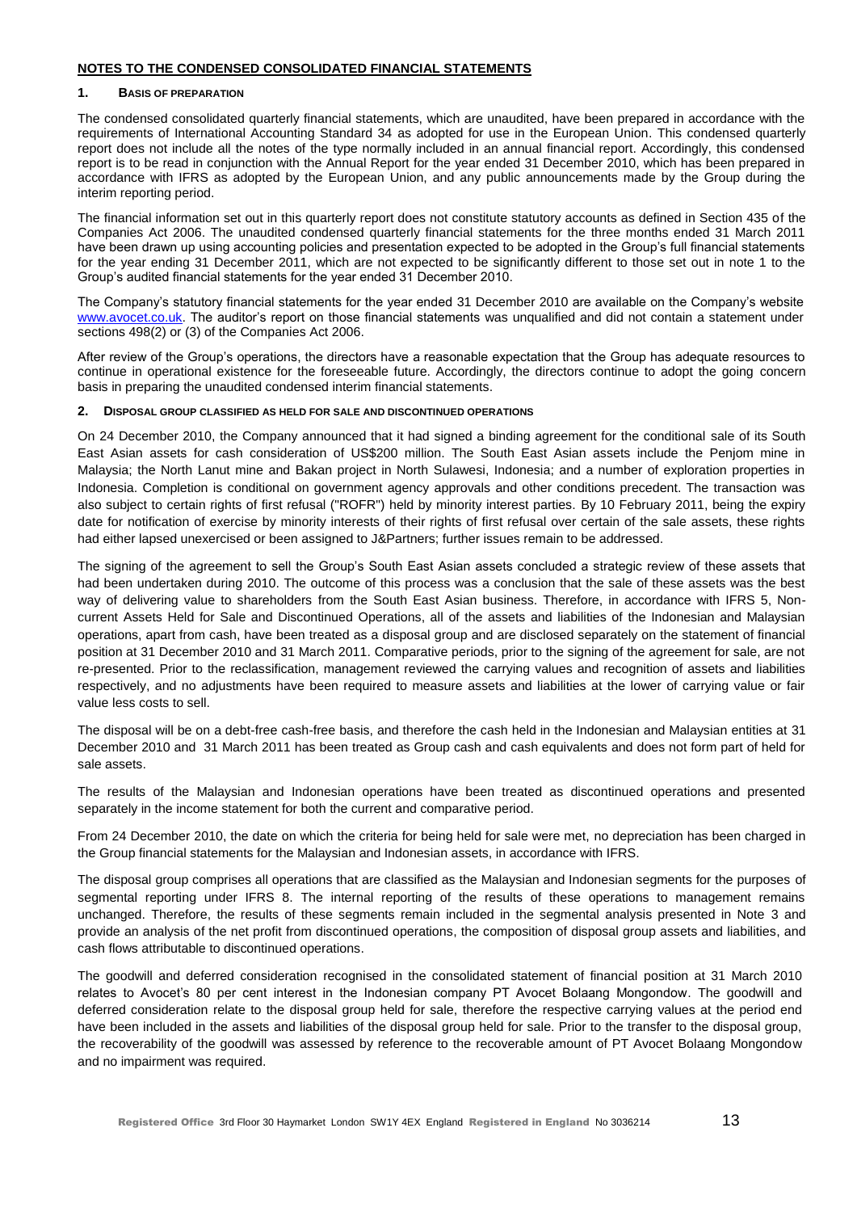## NOTES TO THE CONDENSED CONSOLIDATED FINANCIAL STATEMENTS

### 1. BASIS OF PREPARATION

The condensed consolidated quarterly financial statements, which are unaudited, have been prepared in accordance with the requirements of International Accounting Standard 34 as adopted for use in the European Union. This condensed quarterly report does not include all the notes of the type normally included in an annual financial report. Accordingly, this condensed report is to be read in conjunction with the Annual Report for the year ended 31 December 2010, which has been prepared in accordance with IFRS as adopted by the European Union, and any public announcements made by the Group during the interim reporting period.

The financial information set out in this quarterly report does not constitute statutory accounts as defined in Section 435 of the Companies Act 2006. The unaudited condensed quarterly financial statements for the three months ended 31 March 2011 have been drawn up using accounting policies and presentation expected to be adopted in the Group's full financial statements for the year ending 31 December 2011, which are not expected to be significantly different to those set out in note 1 to the Group's audited financial statements for the year ended 31 December 2010.

The Company's statutory financial statements for the year ended 31 December 2010 are available on the Company's website www.avocet.co.uk. The auditor's report on those financial statements was unqualified and did not contain a statement under sections 498(2) or (3) of the Companies Act 2006.

After review of the Group's operations, the directors have a reasonable expectation that the Group has adequate resources to continue in operational existence for the foreseeable future. Accordingly, the directors continue to adopt the going concern basis in preparing the unaudited condensed interim financial statements.

### 2. DISPOSAL GROUP CLASSIFIED AS HELD FOR SALE AND DISCONTINUED OPERATIONS

On 24 December 2010, the Company announced that it had signed a binding agreement for the conditional sale of its South East Asian assets for cash consideration of US$200 million. The South East Asian assets include the Penjom mine in Malaysia; the North Lanut mine and Bakan project in North Sulawesi, Indonesia; and a number of exploration properties in Indonesia. Completion is conditional on government agency approvals and other conditions precedent. The transaction was also subject to certain rights of first refusal ("ROFR") held by minority interest parties. By 10 February 2011, being the expiry date for notification of exercise by minority interests of their rights of first refusal over certain of the sale assets, these rights had either lapsed unexercised or been assigned to J&Partners; further issues remain to be addressed.

The signing of the agreement to sell the Group's South East Asian assets concluded a strategic review of these assets that had been undertaken during 2010. The outcome of this process was a conclusion that the sale of these assets was the best way of delivering value to shareholders from the South East Asian business. Therefore, in accordance with IFRS 5, Non-current Assets Held for Sale and Discontinued Operations, all of the assets and liabilities of the Indonesian and Malaysian operations, apart from cash, have been treated as a disposal group and are disclosed separately on the statement of financial position at 31 December 2010 and 31 March 2011. Comparative periods, prior to the signing of the agreement for sale, are not re-presented. Prior to the reclassification, management reviewed the carrying values and recognition of assets and liabilities respectively, and no adjustments have been required to measure assets and liabilities at the lower of carrying value or fair value less costs to sell.

The disposal will be on a debt-free cash-free basis, and therefore the cash held in the Indonesian and Malaysian entities at 31 December 2010 and 31 March 2011 has been treated as Group cash and cash equivalents and does not form part of held for sale assets.

The results of the Malaysian and Indonesian operations have been treated as discontinued operations and presented separately in the income statement for both the current and comparative period.

From 24 December 2010, the date on which the criteria for being held for sale were met, no depreciation has been charged in the Group financial statements for the Malaysian and Indonesian assets, in accordance with IFRS.

The disposal group comprises all operations that are classified as the Malaysian and Indonesian segments for the purposes of segmental reporting under IFRS 8. The internal reporting of the results of these operations to management remains unchanged. Therefore, the results of these segments remain included in the segmental analysis presented in Note 3 and provide an analysis of the net profit from discontinued operations, the composition of disposal group assets and liabilities, and cash flows attributable to discontinued operations.

The goodwill and deferred consideration recognised in the consolidated statement of financial position at 31 March 2010 relates to Avocet's 80 per cent interest in the Indonesian company PT Avocet Bolaang Mongondow. The goodwill and deferred consideration relate to the disposal group held for sale, therefore the respective carrying values at the period end have been included in the assets and liabilities of the disposal group held for sale. Prior to the transfer to the disposal group, the recoverability of the goodwill was assessed by reference to the recoverable amount of PT Avocet Bolaang Mongondow and no impairment was required.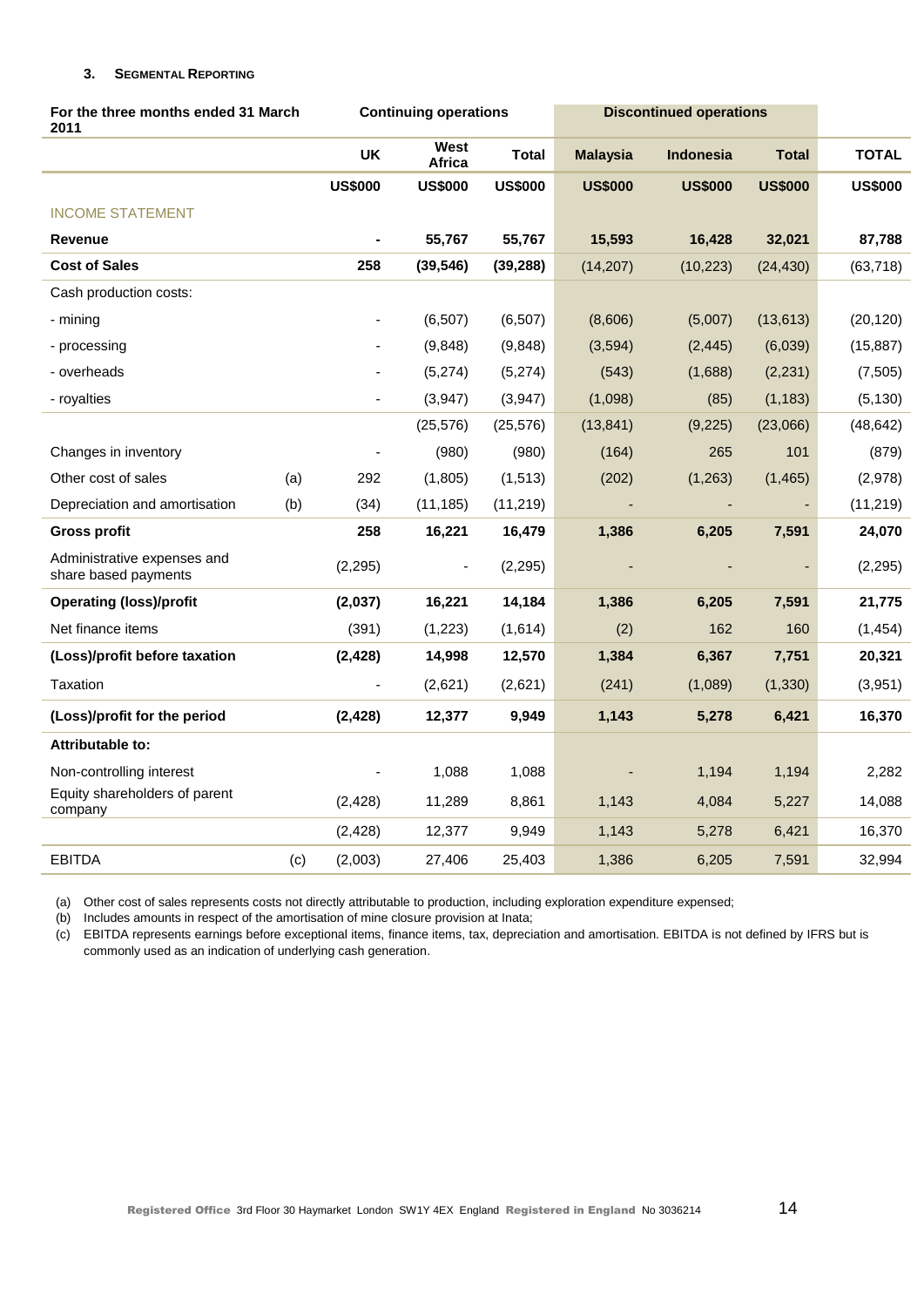### 3. Segmental Reporting

| For the three months ended 31 March 2011 | | Continuing operations | | | Discontinued operations | | | |
|---|---|---|---|---|---|---|---|---|
| | | UK | West Africa | Total | Malaysia | Indonesia | Total | TOTAL |
| | | US$000 | US$000 | US$000 | US$000 | US$000 | US$000 | US$000 |
| INCOME STATEMENT | | | | | | | | |
| **Revenue** | | **-** | **55,767** | **55,767** | **15,593** | **16,428** | **32,021** | **87,788** |
| **Cost of Sales** | | **258** | **(39,546)** | **(39,288)** | (14,207) | (10,223) | (24,430) | (63,718) |
| Cash production costs: | | | | | | | | |
| - mining | | - | (6,507) | (6,507) | (8,606) | (5,007) | (13,613) | (20,120) |
| - processing | | - | (9,848) | (9,848) | (3,594) | (2,445) | (6,039) | (15,887) |
| - overheads | | - | (5,274) | (5,274) | (543) | (1,688) | (2,231) | (7,505) |
| - royalties | | - | (3,947) | (3,947) | (1,098) | (85) | (1,183) | (5,130) |
| | | | (25,576) | (25,576) | (13,841) | (9,225) | (23,066) | (48,642) |
| Changes in inventory | | - | (980) | (980) | (164) | 265 | 101 | (879) |
| Other cost of sales | (a) | 292 | (1,805) | (1,513) | (202) | (1,263) | (1,465) | (2,978) |
| Depreciation and amortisation | (b) | (34) | (11,185) | (11,219) | - | - | - | (11,219) |
| **Gross profit** | | **258** | **16,221** | **16,479** | **1,386** | **6,205** | **7,591** | **24,070** |
| Administrative expenses and share based payments | | (2,295) | - | (2,295) | - | - | - | (2,295) |
| **Operating (loss)/profit** | | **(2,037)** | **16,221** | **14,184** | **1,386** | **6,205** | **7,591** | **21,775** |
| Net finance items | | (391) | (1,223) | (1,614) | (2) | 162 | 160 | (1,454) |
| **(Loss)/profit before taxation** | | **(2,428)** | **14,998** | **12,570** | **1,384** | **6,367** | **7,751** | **20,321** |
| Taxation | | - | (2,621) | (2,621) | (241) | (1,089) | (1,330) | (3,951) |
| **(Loss)/profit for the period** | | **(2,428)** | **12,377** | **9,949** | **1,143** | **5,278** | **6,421** | **16,370** |
| **Attributable to:** | | | | | | | | |
| Non-controlling interest | | - | 1,088 | 1,088 | - | 1,194 | 1,194 | 2,282 |
| Equity shareholders of parent company | | (2,428) | 11,289 | 8,861 | 1,143 | 4,084 | 5,227 | 14,088 |
| | | (2,428) | 12,377 | 9,949 | 1,143 | 5,278 | 6,421 | 16,370 |
| EBITDA | (c) | (2,003) | 27,406 | 25,403 | 1,386 | 6,205 | 7,591 | 32,994 |

(a) Other cost of sales represents costs not directly attributable to production, including exploration expenditure expensed;
(b) Includes amounts in respect of the amortisation of mine closure provision at Inata;
(c) EBITDA represents earnings before exceptional items, finance items, tax, depreciation and amortisation. EBITDA is not defined by IFRS but is commonly used as an indication of underlying cash generation.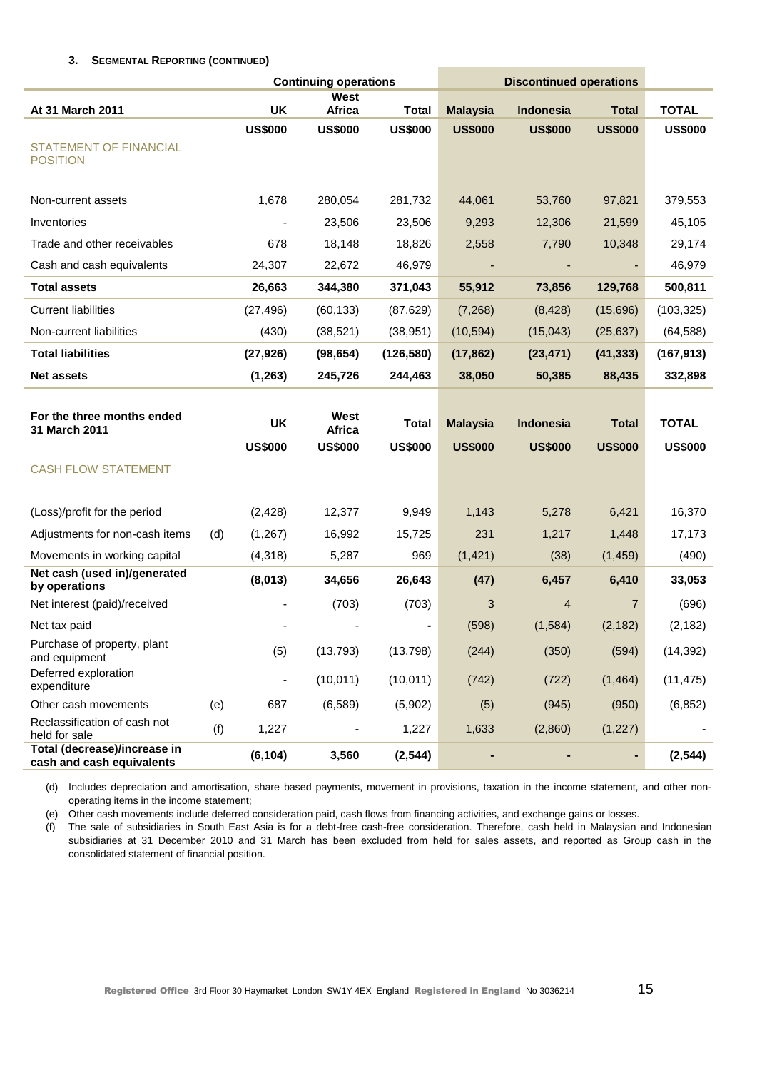### 3. SEGMENTAL REPORTING (CONTINUED)

| | | Continuing operations | | | Discontinued operations | | | |
|---|---|---|---|---|---|---|---|---|
| **At 31 March 2011** | | **UK** | **West Africa** | **Total** | **Malaysia** | **Indonesia** | **Total** | **TOTAL** |
| | | **US$000** | **US$000** | **US$000** | **US$000** | **US$000** | **US$000** | **US$000** |
| STATEMENT OF FINANCIAL POSITION | | | | | | | | |
| Non-current assets | | 1,678 | 280,054 | 281,732 | 44,061 | 53,760 | 97,821 | 379,553 |
| Inventories | | - | 23,506 | 23,506 | 9,293 | 12,306 | 21,599 | 45,105 |
| Trade and other receivables | | 678 | 18,148 | 18,826 | 2,558 | 7,790 | 10,348 | 29,174 |
| Cash and cash equivalents | | 24,307 | 22,672 | 46,979 | - | - | - | 46,979 |
| **Total assets** | | **26,663** | **344,380** | **371,043** | **55,912** | **73,856** | **129,768** | **500,811** |
| Current liabilities | | (27,496) | (60,133) | (87,629) | (7,268) | (8,428) | (15,696) | (103,325) |
| Non-current liabilities | | (430) | (38,521) | (38,951) | (10,594) | (15,043) | (25,637) | (64,588) |
| **Total liabilities** | | **(27,926)** | **(98,654)** | **(126,580)** | **(17,862)** | **(23,471)** | **(41,333)** | **(167,913)** |
| **Net assets** | | **(1,263)** | **245,726** | **244,463** | **38,050** | **50,385** | **88,435** | **332,898** |

| **For the three months ended 31 March 2011** | | **UK** | **West Africa** | **Total** | **Malaysia** | **Indonesia** | **Total** | **TOTAL** |
|---|---|---|---|---|---|---|---|---|
| | | **US$000** | **US$000** | **US$000** | **US$000** | **US$000** | **US$000** | **US$000** |
| CASH FLOW STATEMENT | | | | | | | | |
| (Loss)/profit for the period | | (2,428) | 12,377 | 9,949 | 1,143 | 5,278 | 6,421 | 16,370 |
| Adjustments for non-cash items | (d) | (1,267) | 16,992 | 15,725 | 231 | 1,217 | 1,448 | 17,173 |
| Movements in working capital | | (4,318) | 5,287 | 969 | (1,421) | (38) | (1,459) | (490) |
| **Net cash (used in)/generated by operations** | | **(8,013)** | **34,656** | **26,643** | **(47)** | **6,457** | **6,410** | **33,053** |
| Net interest (paid)/received | | - | (703) | (703) | 3 | 4 | 7 | (696) |
| Net tax paid | | - | - | - | (598) | (1,584) | (2,182) | (2,182) |
| Purchase of property, plant and equipment | | (5) | (13,793) | (13,798) | (244) | (350) | (594) | (14,392) |
| Deferred exploration expenditure | | - | (10,011) | (10,011) | (742) | (722) | (1,464) | (11,475) |
| Other cash movements | (e) | 687 | (6,589) | (5,902) | (5) | (945) | (950) | (6,852) |
| Reclassification of cash not held for sale | (f) | 1,227 | - | 1,227 | 1,633 | (2,860) | (1,227) | - |
| **Total (decrease)/increase in cash and cash equivalents** | | **(6,104)** | **3,560** | **(2,544)** | **-** | **-** | **-** | **(2,544)** |

(d) Includes depreciation and amortisation, share based payments, movement in provisions, taxation in the income statement, and other non-operating items in the income statement;

(e) Other cash movements include deferred consideration paid, cash flows from financing activities, and exchange gains or losses.

(f) The sale of subsidiaries in South East Asia is for a debt-free cash-free consideration. Therefore, cash held in Malaysian and Indonesian subsidiaries at 31 December 2010 and 31 March has been excluded from held for sales assets, and reported as Group cash in the consolidated statement of financial position.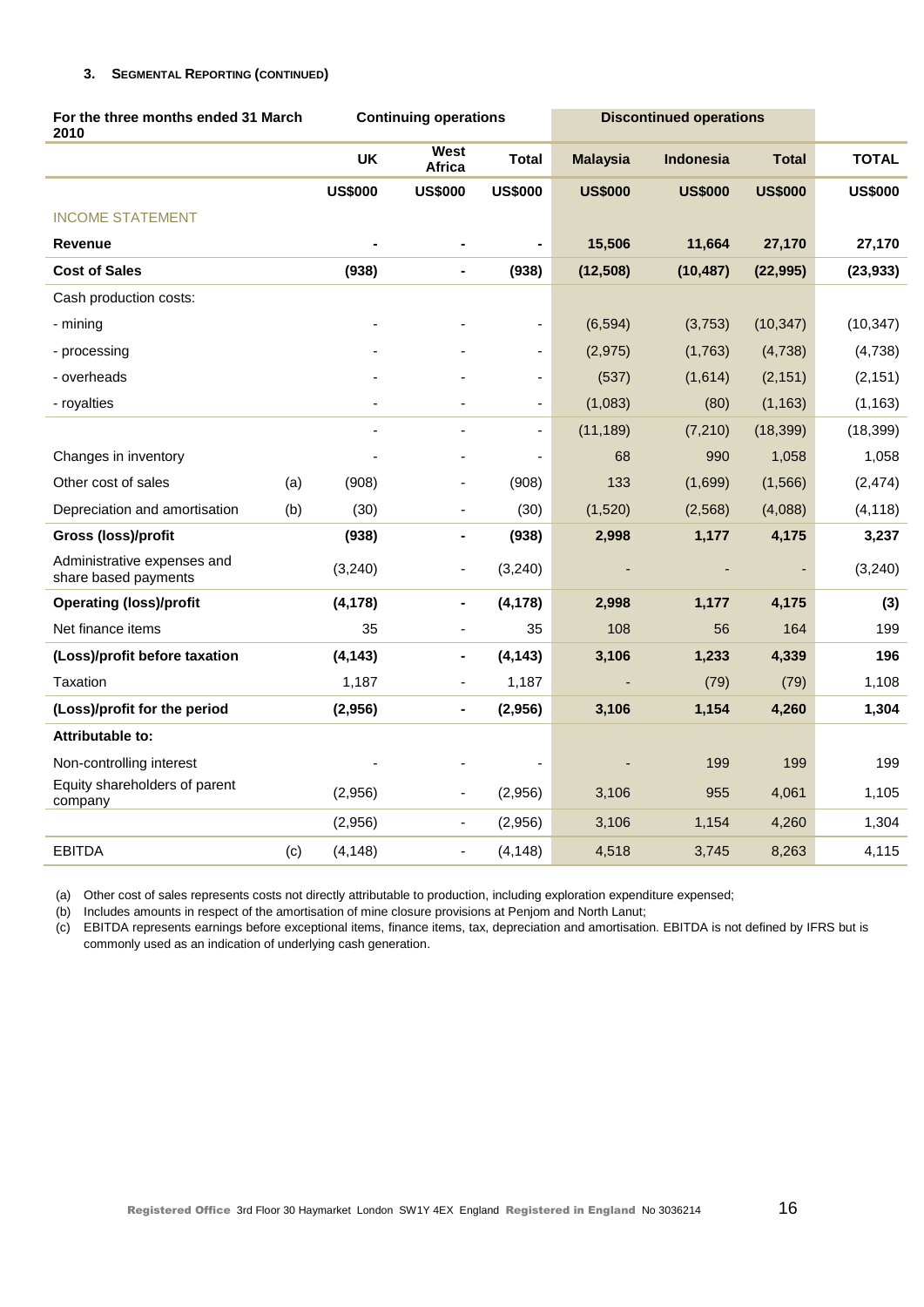### 3. Segmental Reporting (continued)

| For the three months ended 31 March 2010 | | Continuing operations | | | Discontinued operations | | | |
|---|---|---|---|---|---|---|---|---|
| | | **UK** | **West Africa** | **Total** | **Malaysia** | **Indonesia** | **Total** | **TOTAL** |
| | | **US$000** | **US$000** | **US$000** | **US$000** | **US$000** | **US$000** | **US$000** |
| INCOME STATEMENT | | | | | | | | |
| **Revenue** | | **-** | **-** | **-** | **15,506** | **11,664** | **27,170** | **27,170** |
| **Cost of Sales** | | **(938)** | **-** | **(938)** | **(12,508)** | **(10,487)** | **(22,995)** | **(23,933)** |
| Cash production costs: | | | | | | | | |
| - mining | | - | - | - | (6,594) | (3,753) | (10,347) | (10,347) |
| - processing | | - | - | - | (2,975) | (1,763) | (4,738) | (4,738) |
| - overheads | | - | - | - | (537) | (1,614) | (2,151) | (2,151) |
| - royalties | | - | - | - | (1,083) | (80) | (1,163) | (1,163) |
| | | - | - | - | (11,189) | (7,210) | (18,399) | (18,399) |
| Changes in inventory | | - | - | - | 68 | 990 | 1,058 | 1,058 |
| Other cost of sales | (a) | (908) | - | (908) | 133 | (1,699) | (1,566) | (2,474) |
| Depreciation and amortisation | (b) | (30) | - | (30) | (1,520) | (2,568) | (4,088) | (4,118) |
| **Gross (loss)/profit** | | **(938)** | **-** | **(938)** | **2,998** | **1,177** | **4,175** | **3,237** |
| Administrative expenses and share based payments | | (3,240) | - | (3,240) | - | - | - | (3,240) |
| **Operating (loss)/profit** | | **(4,178)** | **-** | **(4,178)** | **2,998** | **1,177** | **4,175** | **(3)** |
| Net finance items | | 35 | - | 35 | 108 | 56 | 164 | 199 |
| **(Loss)/profit before taxation** | | **(4,143)** | **-** | **(4,143)** | **3,106** | **1,233** | **4,339** | **196** |
| Taxation | | 1,187 | - | 1,187 | - | (79) | (79) | 1,108 |
| **(Loss)/profit for the period** | | **(2,956)** | **-** | **(2,956)** | **3,106** | **1,154** | **4,260** | **1,304** |
| **Attributable to:** | | | | | | | | |
| Non-controlling interest | | - | - | - | - | 199 | 199 | 199 |
| Equity shareholders of parent company | | (2,956) | - | (2,956) | 3,106 | 955 | 4,061 | 1,105 |
| | | (2,956) | - | (2,956) | 3,106 | 1,154 | 4,260 | 1,304 |
| EBITDA | (c) | (4,148) | - | (4,148) | 4,518 | 3,745 | 8,263 | 4,115 |

(a) Other cost of sales represents costs not directly attributable to production, including exploration expenditure expensed;

(b) Includes amounts in respect of the amortisation of mine closure provisions at Penjom and North Lanut;

(c) EBITDA represents earnings before exceptional items, finance items, tax, depreciation and amortisation. EBITDA is not defined by IFRS but is commonly used as an indication of underlying cash generation.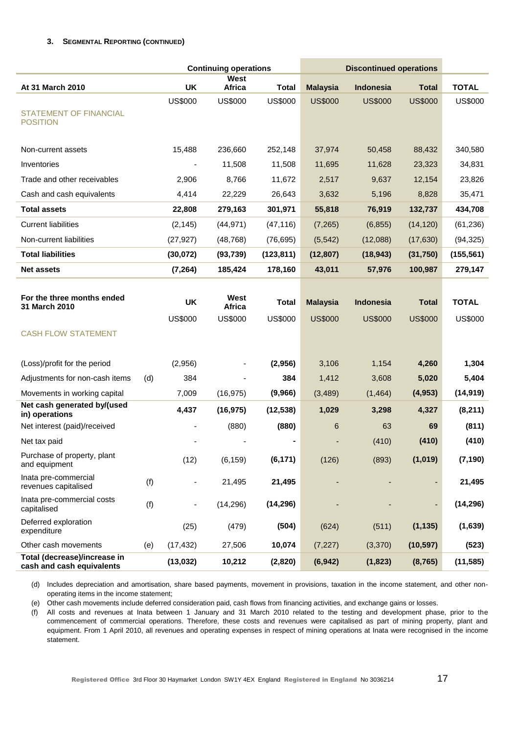### 3. Segmental Reporting (continued)

| | | Continuing operations | | | Discontinued operations | | | |
|---|---|---|---|---|---|---|---|---|
| **At 31 March 2010** | | **UK** | **West Africa** | **Total** | **Malaysia** | **Indonesia** | **Total** | **TOTAL** |
| | | US$000 | US$000 | US$000 | US$000 | US$000 | US$000 | US$000 |
| STATEMENT OF FINANCIAL POSITION | | | | | | | | |
| Non-current assets | | 15,488 | 236,660 | 252,148 | 37,974 | 50,458 | 88,432 | 340,580 |
| Inventories | | - | 11,508 | 11,508 | 11,695 | 11,628 | 23,323 | 34,831 |
| Trade and other receivables | | 2,906 | 8,766 | 11,672 | 2,517 | 9,637 | 12,154 | 23,826 |
| Cash and cash equivalents | | 4,414 | 22,229 | 26,643 | 3,632 | 5,196 | 8,828 | 35,471 |
| **Total assets** | | **22,808** | **279,163** | **301,971** | **55,818** | **76,919** | **132,737** | **434,708** |
| Current liabilities | | (2,145) | (44,971) | (47,116) | (7,265) | (6,855) | (14,120) | (61,236) |
| Non-current liabilities | | (27,927) | (48,768) | (76,695) | (5,542) | (12,088) | (17,630) | (94,325) |
| **Total liabilities** | | **(30,072)** | **(93,739)** | **(123,811)** | **(12,807)** | **(18,943)** | **(31,750)** | **(155,561)** |
| **Net assets** | | **(7,264)** | **185,424** | **178,160** | **43,011** | **57,976** | **100,987** | **279,147** |

| **For the three months ended 31 March 2010** | | **UK** | **West Africa** | **Total** | **Malaysia** | **Indonesia** | **Total** | **TOTAL** |
|---|---|---|---|---|---|---|---|---|
| | | US$000 | US$000 | US$000 | US$000 | US$000 | US$000 | US$000 |
| CASH FLOW STATEMENT | | | | | | | | |
| (Loss)/profit for the period | | (2,956) | - | **(2,956)** | 3,106 | 1,154 | **4,260** | **1,304** |
| Adjustments for non-cash items | (d) | 384 | - | **384** | 1,412 | 3,608 | **5,020** | **5,404** |
| Movements in working capital | | 7,009 | (16,975) | **(9,966)** | (3,489) | (1,464) | **(4,953)** | **(14,919)** |
| **Net cash generated by/(used in) operations** | | **4,437** | **(16,975)** | **(12,538)** | **1,029** | **3,298** | **4,327** | **(8,211)** |
| Net interest (paid)/received | | - | (880) | **(880)** | 6 | 63 | **69** | **(811)** |
| Net tax paid | | - | - | **-** | - | (410) | **(410)** | **(410)** |
| Purchase of property, plant and equipment | | (12) | (6,159) | **(6,171)** | (126) | (893) | **(1,019)** | **(7,190)** |
| Inata pre-commercial revenues capitalised | (f) | - | 21,495 | **21,495** | - | - | - | **21,495** |
| Inata pre-commercial costs capitalised | (f) | - | (14,296) | **(14,296)** | - | - | - | **(14,296)** |
| Deferred exploration expenditure | | (25) | (479) | **(504)** | (624) | (511) | **(1,135)** | **(1,639)** |
| Other cash movements | (e) | (17,432) | 27,506 | **10,074** | (7,227) | (3,370) | **(10,597)** | **(523)** |
| **Total (decrease)/increase in cash and cash equivalents** | | **(13,032)** | **10,212** | **(2,820)** | **(6,942)** | **(1,823)** | **(8,765)** | **(11,585)** |

(d) Includes depreciation and amortisation, share based payments, movement in provisions, taxation in the income statement, and other non-operating items in the income statement;

(e) Other cash movements include deferred consideration paid, cash flows from financing activities, and exchange gains or losses.

(f) All costs and revenues at Inata between 1 January and 31 March 2010 related to the testing and development phase, prior to the commencement of commercial operations. Therefore, these costs and revenues were capitalised as part of mining property, plant and equipment. From 1 April 2010, all revenues and operating expenses in respect of mining operations at Inata were recognised in the income statement.

**Registered Office** 3rd Floor 30 Haymarket London SW1Y 4EX England **Registered in England** No 3036214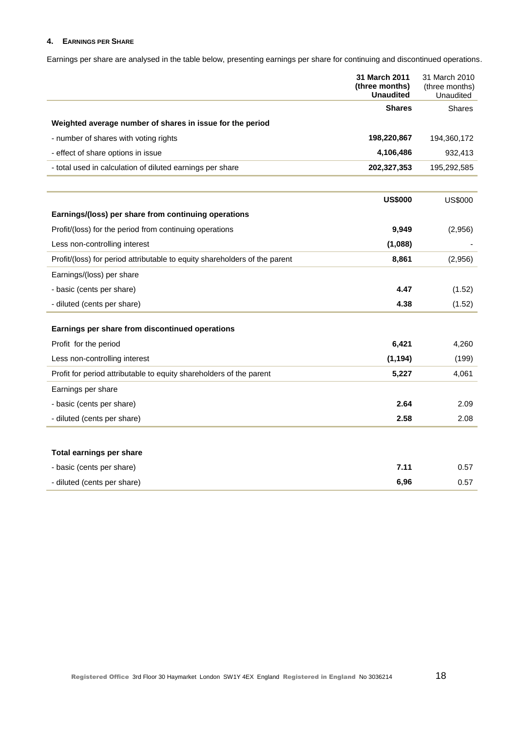#### 4. EARNINGS PER SHARE

Earnings per share are analysed in the table below, presenting earnings per share for continuing and discontinued operations.

| | **31 March 2011 (three months) Unaudited** | 31 March 2010 (three months) Unaudited |
|---|---|---|
| | **Shares** | Shares |
| **Weighted average number of shares in issue for the period** | | |
| - number of shares with voting rights | **198,220,867** | 194,360,172 |
| - effect of share options in issue | **4,106,486** | 932,413 |
| - total used in calculation of diluted earnings per share | **202,327,353** | 195,292,585 |

| | **US$000** | US$000 |
|---|---|---|
| **Earnings/(loss) per share from continuing operations** | | |
| Profit/(loss) for the period from continuing operations | **9,949** | (2,956) |
| Less non-controlling interest | **(1,088)** | - |
| Profit/(loss) for period attributable to equity shareholders of the parent | **8,861** | (2,956) |
| Earnings/(loss) per share | | |
| - basic (cents per share) | **4.47** | (1.52) |
| - diluted (cents per share) | **4.38** | (1.52) |
| **Earnings per share from discontinued operations** | | |
| Profit for the period | **6,421** | 4,260 |
| Less non-controlling interest | **(1,194)** | (199) |
| Profit for period attributable to equity shareholders of the parent | **5,227** | 4,061 |
| Earnings per share | | |
| - basic (cents per share) | **2.64** | 2.09 |
| - diluted (cents per share) | **2.58** | 2.08 |

| | | |
|---|---|---|
| **Total earnings per share** | | |
| - basic (cents per share) | **7.11** | 0.57 |
| - diluted (cents per share) | **6,96** | 0.57 |

**Registered Office** 3rd Floor 30 Haymarket London SW1Y 4EX England **Registered in England** No 3036214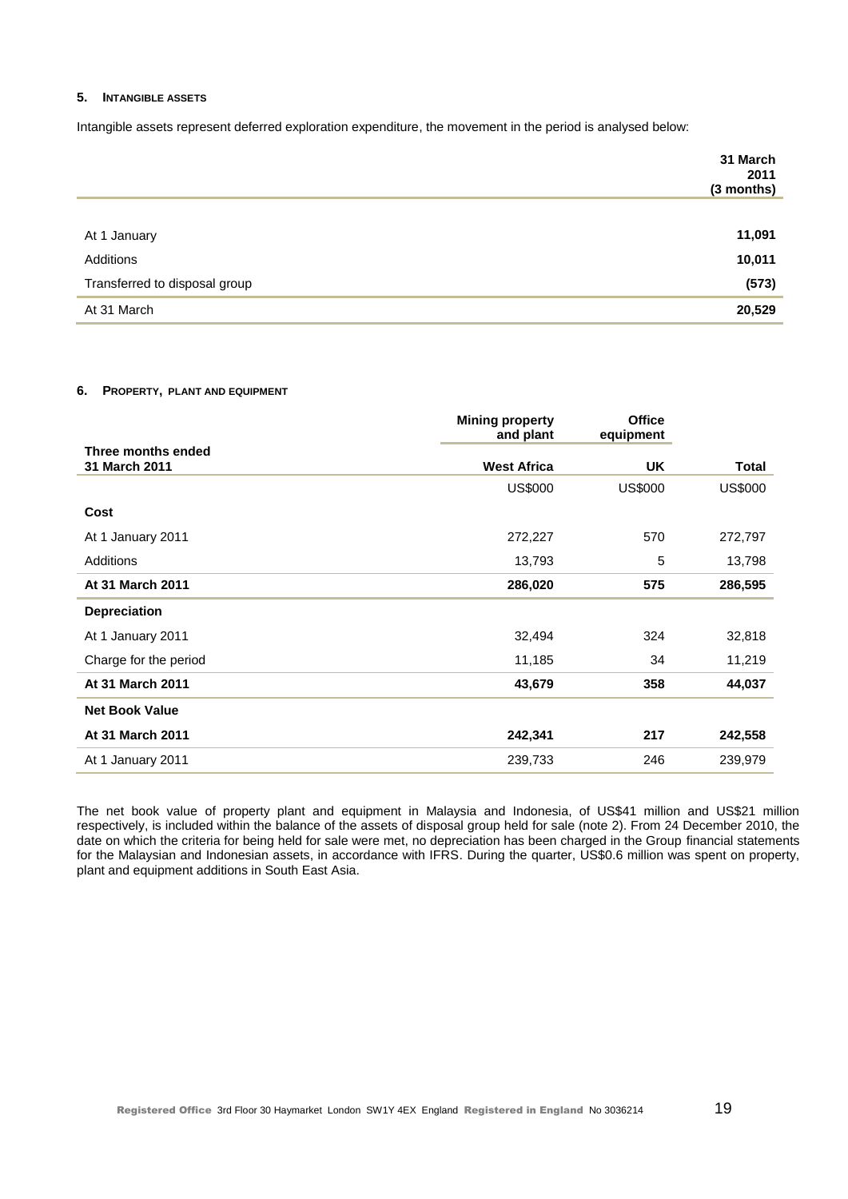## 5. Intangible assets

Intangible assets represent deferred exploration expenditure, the movement in the period is analysed below:

| | 31 March 2011 (3 months) |
|---|---|
| At 1 January | 11,091 |
| Additions | 10,011 |
| Transferred to disposal group | (573) |
| At 31 March | 20,529 |

## 6. Property, plant and equipment

| | Mining property and plant | Office equipment | |
|---|---|---|---|
| **Three months ended 31 March 2011** | **West Africa** | **UK** | **Total** |
| | US$000 | US$000 | US$000 |
| **Cost** | | | |
| At 1 January 2011 | 272,227 | 570 | 272,797 |
| Additions | 13,793 | 5 | 13,798 |
| **At 31 March 2011** | **286,020** | **575** | **286,595** |
| **Depreciation** | | | |
| At 1 January 2011 | 32,494 | 324 | 32,818 |
| Charge for the period | 11,185 | 34 | 11,219 |
| **At 31 March 2011** | **43,679** | **358** | **44,037** |
| **Net Book Value** | | | |
| **At 31 March 2011** | **242,341** | **217** | **242,558** |
| At 1 January 2011 | 239,733 | 246 | 239,979 |

The net book value of property plant and equipment in Malaysia and Indonesia, of US$41 million and US$21 million respectively, is included within the balance of the assets of disposal group held for sale (note 2). From 24 December 2010, the date on which the criteria for being held for sale were met, no depreciation has been charged in the Group financial statements for the Malaysian and Indonesian assets, in accordance with IFRS. During the quarter, US$0.6 million was spent on property, plant and equipment additions in South East Asia.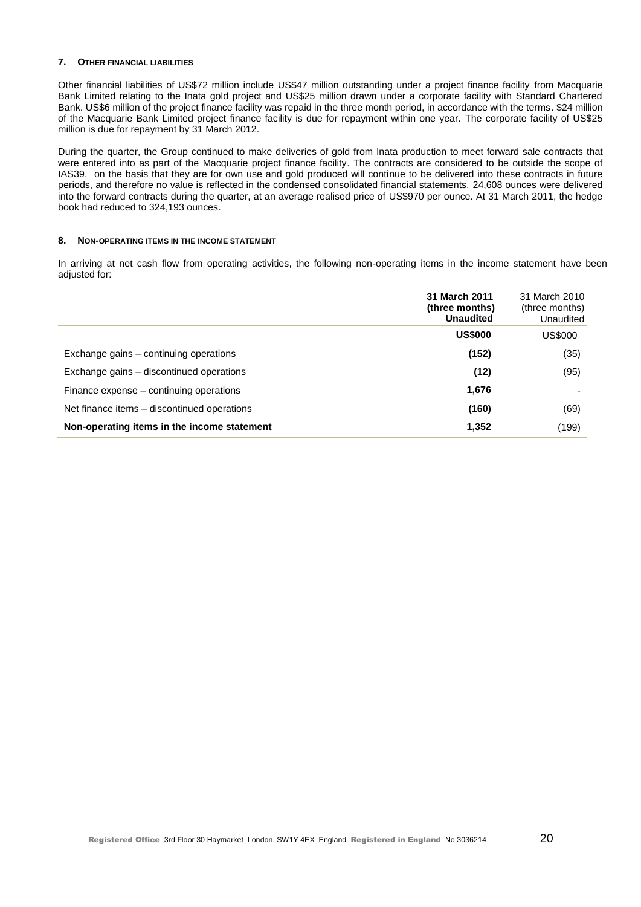## 7. OTHER FINANCIAL LIABILITIES

Other financial liabilities of US$72 million include US$47 million outstanding under a project finance facility from Macquarie Bank Limited relating to the Inata gold project and US$25 million drawn under a corporate facility with Standard Chartered Bank. US$6 million of the project finance facility was repaid in the three month period, in accordance with the terms. $24 million of the Macquarie Bank Limited project finance facility is due for repayment within one year. The corporate facility of US$25 million is due for repayment by 31 March 2012.

During the quarter, the Group continued to make deliveries of gold from Inata production to meet forward sale contracts that were entered into as part of the Macquarie project finance facility. The contracts are considered to be outside the scope of IAS39, on the basis that they are for own use and gold produced will continue to be delivered into these contracts in future periods, and therefore no value is reflected in the condensed consolidated financial statements. 24,608 ounces were delivered into the forward contracts during the quarter, at an average realised price of US$970 per ounce. At 31 March 2011, the hedge book had reduced to 324,193 ounces.

## 8. NON-OPERATING ITEMS IN THE INCOME STATEMENT

In arriving at net cash flow from operating activities, the following non-operating items in the income statement have been adjusted for:

| | **31 March 2011 (three months) Unaudited** | 31 March 2010 (three months) Unaudited |
|---|---|---|
| | **US$000** | US$000 |
| Exchange gains – continuing operations | **(152)** | (35) |
| Exchange gains – discontinued operations | **(12)** | (95) |
| Finance expense – continuing operations | **1,676** | - |
| Net finance items – discontinued operations | **(160)** | (69) |
| **Non-operating items in the income statement** | **1,352** | (199) |

Registered Office 3rd Floor 30 Haymarket London SW1Y 4EX England Registered in England No 3036214